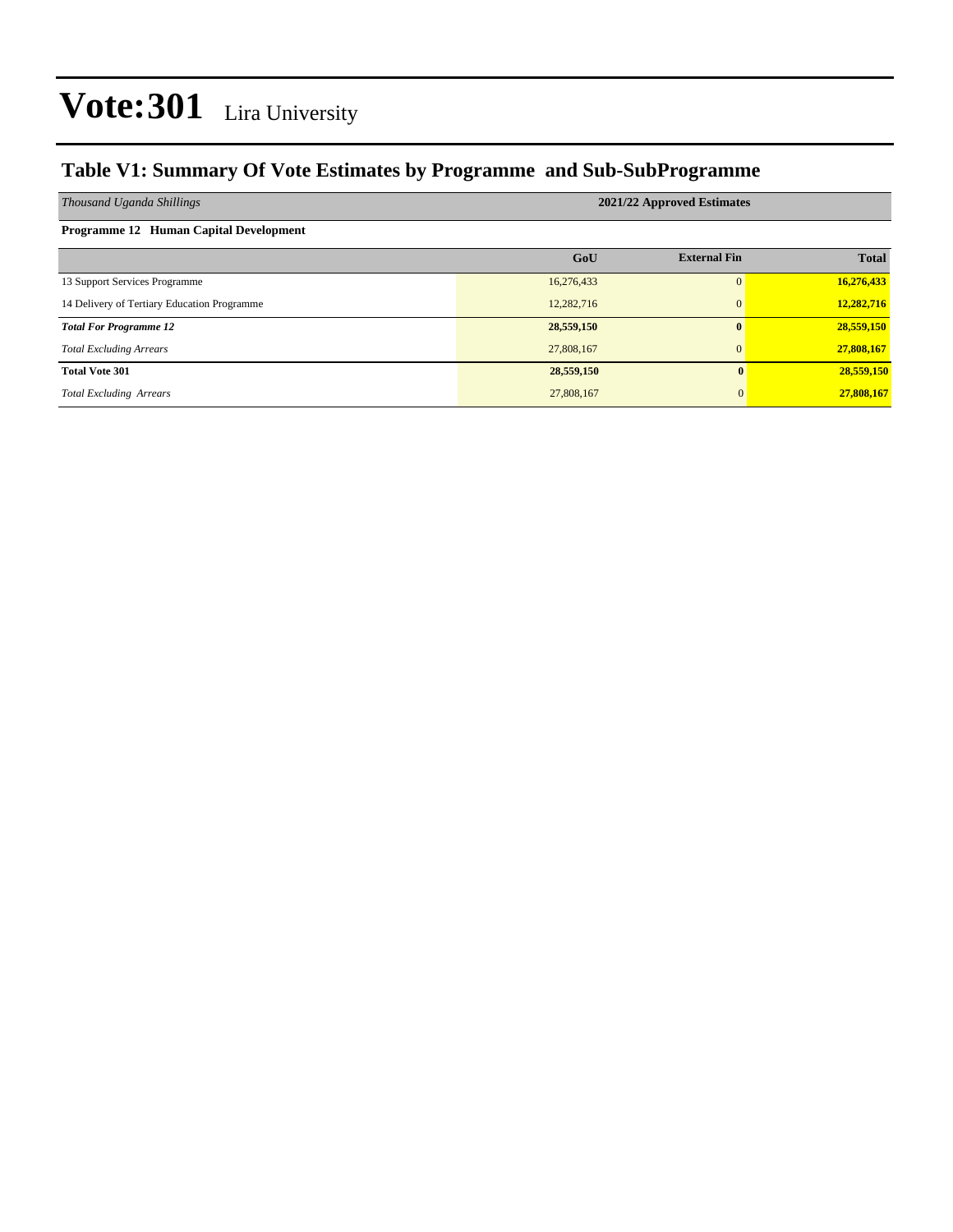# Vote:301 Lira University

## Table V1: Summary Of Vote Estimates by Programme and Sub-SubProgramme

| *Thousand Uganda Shillings* | 2021/22 Approved Estimates | | |
|---|---|---|---|
| **Programme 12 Human Capital Development** | | | |
| | **GoU** | **External Fin** | **Total** |
| 13 Support Services Programme | 16,276,433 | 0 | **16,276,433** |
| 14 Delivery of Tertiary Education Programme | 12,282,716 | 0 | **12,282,716** |
| ***Total For Programme 12*** | **28,559,150** | **0** | **28,559,150** |
| *Total Excluding Arrears* | 27,808,167 | 0 | **27,808,167** |
| **Total Vote 301** | **28,559,150** | **0** | **28,559,150** |
| *Total Excluding Arrears* | 27,808,167 | 0 | **27,808,167** |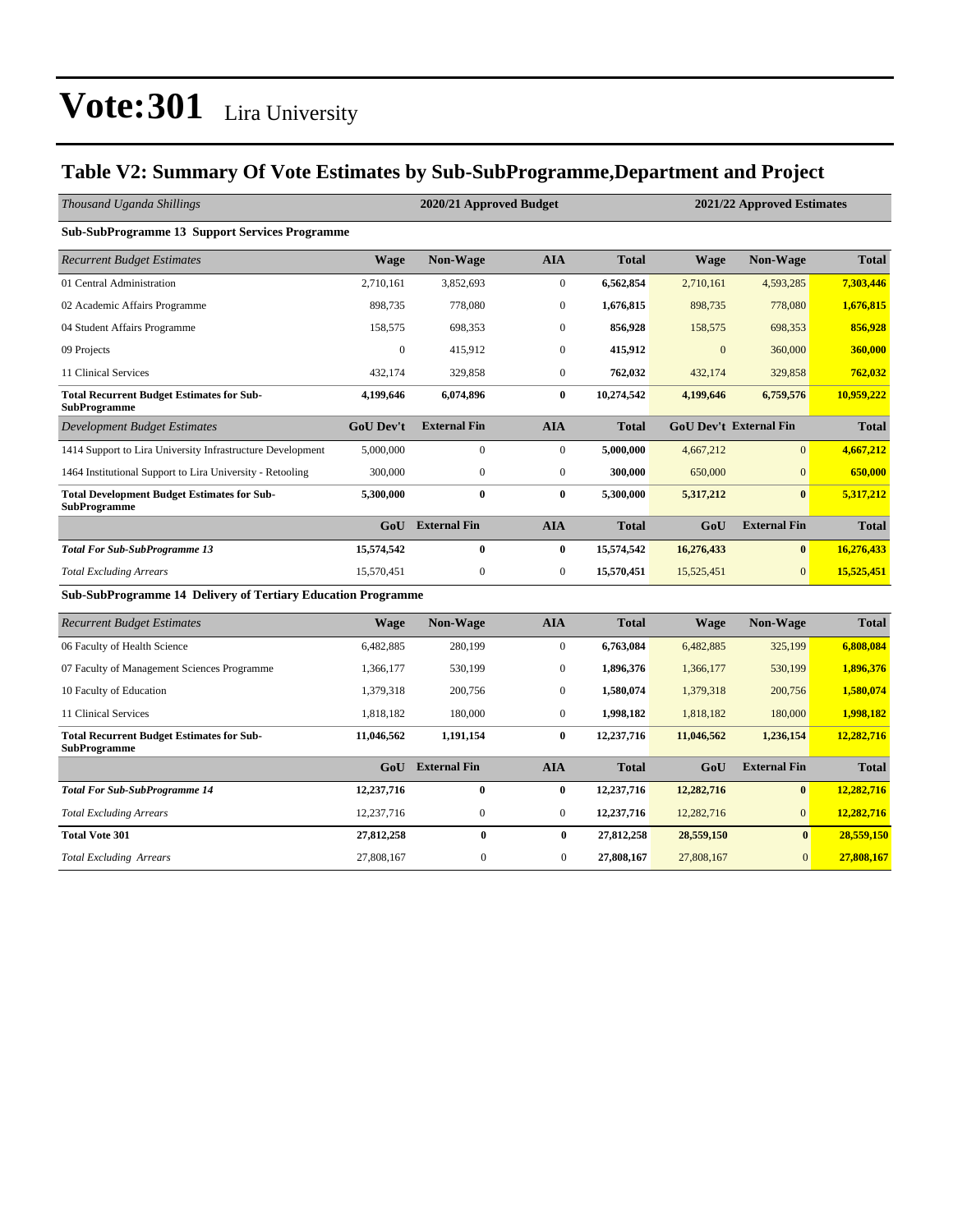# Vote:301 Lira University

## Table V2: Summary Of Vote Estimates by Sub-SubProgramme,Department and Project

| *Thousand Uganda Shillings* | 2020/21 Approved Budget | | | | 2021/22 Approved Estimates | | |
|---|---|---|---|---|---|---|---|
| **Sub-SubProgramme 13 Support Services Programme** | | | | | | | |
| *Recurrent Budget Estimates* | **Wage** | **Non-Wage** | **AIA** | **Total** | **Wage** | **Non-Wage** | **Total** |
| 01 Central Administration | 2,710,161 | 3,852,693 | 0 | **6,562,854** | 2,710,161 | 4,593,285 | **7,303,446** |
| 02 Academic Affairs Programme | 898,735 | 778,080 | 0 | **1,676,815** | 898,735 | 778,080 | **1,676,815** |
| 04 Student Affairs Programme | 158,575 | 698,353 | 0 | **856,928** | 158,575 | 698,353 | **856,928** |
| 09 Projects | 0 | 415,912 | 0 | **415,912** | 0 | 360,000 | **360,000** |
| 11 Clinical Services | 432,174 | 329,858 | 0 | **762,032** | 432,174 | 329,858 | **762,032** |
| **Total Recurrent Budget Estimates for Sub-SubProgramme** | **4,199,646** | **6,074,896** | **0** | **10,274,542** | **4,199,646** | **6,759,576** | **10,959,222** |
| *Development Budget Estimates* | **GoU Dev't** | **External Fin** | **AIA** | **Total** | **GoU Dev't** | **External Fin** | **Total** |
| 1414 Support to Lira University Infrastructure Development | 5,000,000 | 0 | 0 | **5,000,000** | 4,667,212 | 0 | **4,667,212** |
| 1464 Institutional Support to Lira University - Retooling | 300,000 | 0 | 0 | **300,000** | 650,000 | 0 | **650,000** |
| **Total Development Budget Estimates for Sub-SubProgramme** | **5,300,000** | **0** | **0** | **5,300,000** | **5,317,212** | **0** | **5,317,212** |
| | **GoU** | **External Fin** | **AIA** | **Total** | **GoU** | **External Fin** | **Total** |
| ***Total For Sub-SubProgramme 13*** | **15,574,542** | **0** | **0** | **15,574,542** | **16,276,433** | **0** | **16,276,433** |
| *Total Excluding Arrears* | 15,570,451 | 0 | 0 | **15,570,451** | 15,525,451 | 0 | **15,525,451** |
| **Sub-SubProgramme 14 Delivery of Tertiary Education Programme** | | | | | | | |
| *Recurrent Budget Estimates* | **Wage** | **Non-Wage** | **AIA** | **Total** | **Wage** | **Non-Wage** | **Total** |
| 06 Faculty of Health Science | 6,482,885 | 280,199 | 0 | **6,763,084** | 6,482,885 | 325,199 | **6,808,084** |
| 07 Faculty of Management Sciences Programme | 1,366,177 | 530,199 | 0 | **1,896,376** | 1,366,177 | 530,199 | **1,896,376** |
| 10 Faculty of Education | 1,379,318 | 200,756 | 0 | **1,580,074** | 1,379,318 | 200,756 | **1,580,074** |
| 11 Clinical Services | 1,818,182 | 180,000 | 0 | **1,998,182** | 1,818,182 | 180,000 | **1,998,182** |
| **Total Recurrent Budget Estimates for Sub-SubProgramme** | **11,046,562** | **1,191,154** | **0** | **12,237,716** | **11,046,562** | **1,236,154** | **12,282,716** |
| | **GoU** | **External Fin** | **AIA** | **Total** | **GoU** | **External Fin** | **Total** |
| ***Total For Sub-SubProgramme 14*** | **12,237,716** | **0** | **0** | **12,237,716** | **12,282,716** | **0** | **12,282,716** |
| *Total Excluding Arrears* | 12,237,716 | 0 | 0 | **12,237,716** | 12,282,716 | 0 | **12,282,716** |
| **Total Vote 301** | **27,812,258** | **0** | **0** | **27,812,258** | **28,559,150** | **0** | **28,559,150** |
| *Total Excluding Arrears* | 27,808,167 | 0 | 0 | **27,808,167** | 27,808,167 | 0 | **27,808,167** |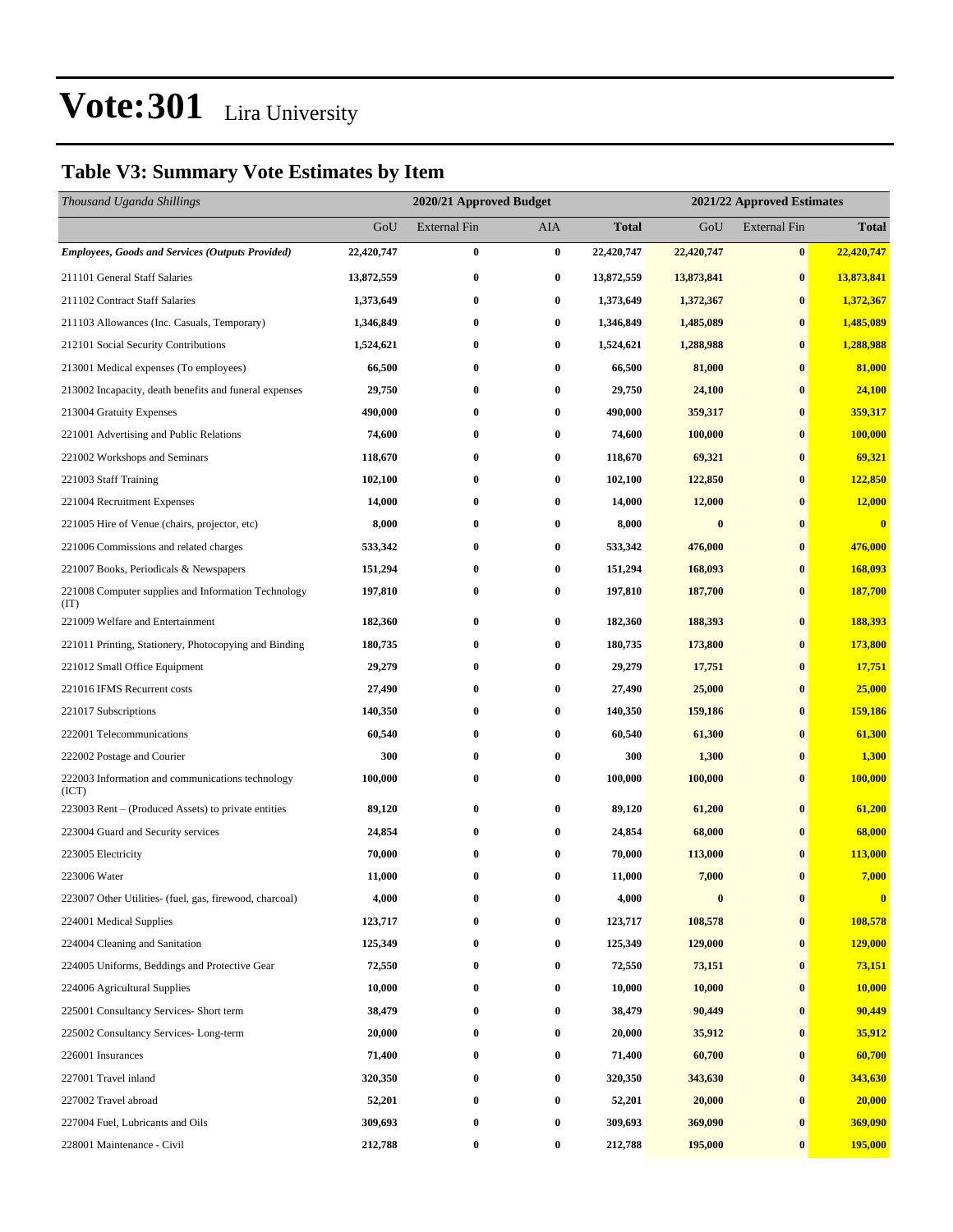# Vote:301 Lira University

## Table V3: Summary Vote Estimates by Item

| *Thousand Uganda Shillings* | 2020/21 Approved Budget | | | | 2021/22 Approved Estimates | | |
|---|---|---|---|---|---|---|---|
| | GoU | External Fin | AIA | **Total** | GoU | External Fin | **Total** |
| ***Employees, Goods and Services (Outputs Provided)*** | **22,420,747** | **0** | **0** | **22,420,747** | **22,420,747** | **0** | **22,420,747** |
| 211101 General Staff Salaries | **13,872,559** | **0** | **0** | **13,872,559** | **13,873,841** | **0** | **13,873,841** |
| 211102 Contract Staff Salaries | **1,373,649** | **0** | **0** | **1,373,649** | **1,372,367** | **0** | **1,372,367** |
| 211103 Allowances (Inc. Casuals, Temporary) | **1,346,849** | **0** | **0** | **1,346,849** | **1,485,089** | **0** | **1,485,089** |
| 212101 Social Security Contributions | **1,524,621** | **0** | **0** | **1,524,621** | **1,288,988** | **0** | **1,288,988** |
| 213001 Medical expenses (To employees) | **66,500** | **0** | **0** | **66,500** | **81,000** | **0** | **81,000** |
| 213002 Incapacity, death benefits and funeral expenses | **29,750** | **0** | **0** | **29,750** | **24,100** | **0** | **24,100** |
| 213004 Gratuity Expenses | **490,000** | **0** | **0** | **490,000** | **359,317** | **0** | **359,317** |
| 221001 Advertising and Public Relations | **74,600** | **0** | **0** | **74,600** | **100,000** | **0** | **100,000** |
| 221002 Workshops and Seminars | **118,670** | **0** | **0** | **118,670** | **69,321** | **0** | **69,321** |
| 221003 Staff Training | **102,100** | **0** | **0** | **102,100** | **122,850** | **0** | **122,850** |
| 221004 Recruitment Expenses | **14,000** | **0** | **0** | **14,000** | **12,000** | **0** | **12,000** |
| 221005 Hire of Venue (chairs, projector, etc) | **8,000** | **0** | **0** | **8,000** | **0** | **0** | **0** |
| 221006 Commissions and related charges | **533,342** | **0** | **0** | **533,342** | **476,000** | **0** | **476,000** |
| 221007 Books, Periodicals & Newspapers | **151,294** | **0** | **0** | **151,294** | **168,093** | **0** | **168,093** |
| 221008 Computer supplies and Information Technology (IT) | **197,810** | **0** | **0** | **197,810** | **187,700** | **0** | **187,700** |
| 221009 Welfare and Entertainment | **182,360** | **0** | **0** | **182,360** | **188,393** | **0** | **188,393** |
| 221011 Printing, Stationery, Photocopying and Binding | **180,735** | **0** | **0** | **180,735** | **173,800** | **0** | **173,800** |
| 221012 Small Office Equipment | **29,279** | **0** | **0** | **29,279** | **17,751** | **0** | **17,751** |
| 221016 IFMS Recurrent costs | **27,490** | **0** | **0** | **27,490** | **25,000** | **0** | **25,000** |
| 221017 Subscriptions | **140,350** | **0** | **0** | **140,350** | **159,186** | **0** | **159,186** |
| 222001 Telecommunications | **60,540** | **0** | **0** | **60,540** | **61,300** | **0** | **61,300** |
| 222002 Postage and Courier | **300** | **0** | **0** | **300** | **1,300** | **0** | **1,300** |
| 222003 Information and communications technology (ICT) | **100,000** | **0** | **0** | **100,000** | **100,000** | **0** | **100,000** |
| 223003 Rent – (Produced Assets) to private entities | **89,120** | **0** | **0** | **89,120** | **61,200** | **0** | **61,200** |
| 223004 Guard and Security services | **24,854** | **0** | **0** | **24,854** | **68,000** | **0** | **68,000** |
| 223005 Electricity | **70,000** | **0** | **0** | **70,000** | **113,000** | **0** | **113,000** |
| 223006 Water | **11,000** | **0** | **0** | **11,000** | **7,000** | **0** | **7,000** |
| 223007 Other Utilities- (fuel, gas, firewood, charcoal) | **4,000** | **0** | **0** | **4,000** | **0** | **0** | **0** |
| 224001 Medical Supplies | **123,717** | **0** | **0** | **123,717** | **108,578** | **0** | **108,578** |
| 224004 Cleaning and Sanitation | **125,349** | **0** | **0** | **125,349** | **129,000** | **0** | **129,000** |
| 224005 Uniforms, Beddings and Protective Gear | **72,550** | **0** | **0** | **72,550** | **73,151** | **0** | **73,151** |
| 224006 Agricultural Supplies | **10,000** | **0** | **0** | **10,000** | **10,000** | **0** | **10,000** |
| 225001 Consultancy Services- Short term | **38,479** | **0** | **0** | **38,479** | **90,449** | **0** | **90,449** |
| 225002 Consultancy Services- Long-term | **20,000** | **0** | **0** | **20,000** | **35,912** | **0** | **35,912** |
| 226001 Insurances | **71,400** | **0** | **0** | **71,400** | **60,700** | **0** | **60,700** |
| 227001 Travel inland | **320,350** | **0** | **0** | **320,350** | **343,630** | **0** | **343,630** |
| 227002 Travel abroad | **52,201** | **0** | **0** | **52,201** | **20,000** | **0** | **20,000** |
| 227004 Fuel, Lubricants and Oils | **309,693** | **0** | **0** | **309,693** | **369,090** | **0** | **369,090** |
| 228001 Maintenance - Civil | **212,788** | **0** | **0** | **212,788** | **195,000** | **0** | **195,000** |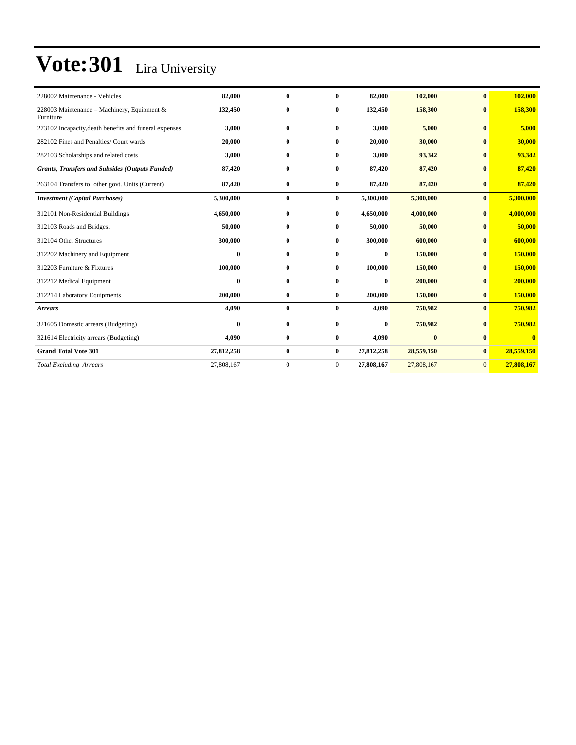# Vote:301 Lira University

| | | | | | | | |
|---|---|---|---|---|---|---|---|
| 228002 Maintenance - Vehicles | **82,000** | **0** | **0** | **82,000** | **102,000** | **0** | **102,000** |
| 228003 Maintenance – Machinery, Equipment & Furniture | **132,450** | **0** | **0** | **132,450** | **158,300** | **0** | **158,300** |
| 273102 Incapacity,death benefits and funeral expenses | **3,000** | **0** | **0** | **3,000** | **5,000** | **0** | **5,000** |
| 282102 Fines and Penalties/ Court wards | **20,000** | **0** | **0** | **20,000** | **30,000** | **0** | **30,000** |
| 282103 Scholarships and related costs | **3,000** | **0** | **0** | **3,000** | **93,342** | **0** | **93,342** |
| ***Grants, Transfers and Subsides (Outputs Funded)*** | **87,420** | **0** | **0** | **87,420** | **87,420** | **0** | **87,420** |
| 263104 Transfers to other govt. Units (Current) | **87,420** | **0** | **0** | **87,420** | **87,420** | **0** | **87,420** |
| ***Investment (Capital Purchases)*** | **5,300,000** | **0** | **0** | **5,300,000** | **5,300,000** | **0** | **5,300,000** |
| 312101 Non-Residential Buildings | **4,650,000** | **0** | **0** | **4,650,000** | **4,000,000** | **0** | **4,000,000** |
| 312103 Roads and Bridges. | **50,000** | **0** | **0** | **50,000** | **50,000** | **0** | **50,000** |
| 312104 Other Structures | **300,000** | **0** | **0** | **300,000** | **600,000** | **0** | **600,000** |
| 312202 Machinery and Equipment | **0** | **0** | **0** | **0** | **150,000** | **0** | **150,000** |
| 312203 Furniture & Fixtures | **100,000** | **0** | **0** | **100,000** | **150,000** | **0** | **150,000** |
| 312212 Medical Equipment | **0** | **0** | **0** | **0** | **200,000** | **0** | **200,000** |
| 312214 Laboratory Equipments | **200,000** | **0** | **0** | **200,000** | **150,000** | **0** | **150,000** |
| ***Arrears*** | **4,090** | **0** | **0** | **4,090** | **750,982** | **0** | **750,982** |
| 321605 Domestic arrears (Budgeting) | **0** | **0** | **0** | **0** | **750,982** | **0** | **750,982** |
| 321614 Electricity arrears (Budgeting) | **4,090** | **0** | **0** | **4,090** | **0** | **0** | **0** |
| **Grand Total Vote 301** | **27,812,258** | **0** | **0** | **27,812,258** | **28,559,150** | **0** | **28,559,150** |
| *Total Excluding Arrears* | 27,808,167 | 0 | 0 | **27,808,167** | 27,808,167 | 0 | **27,808,167** |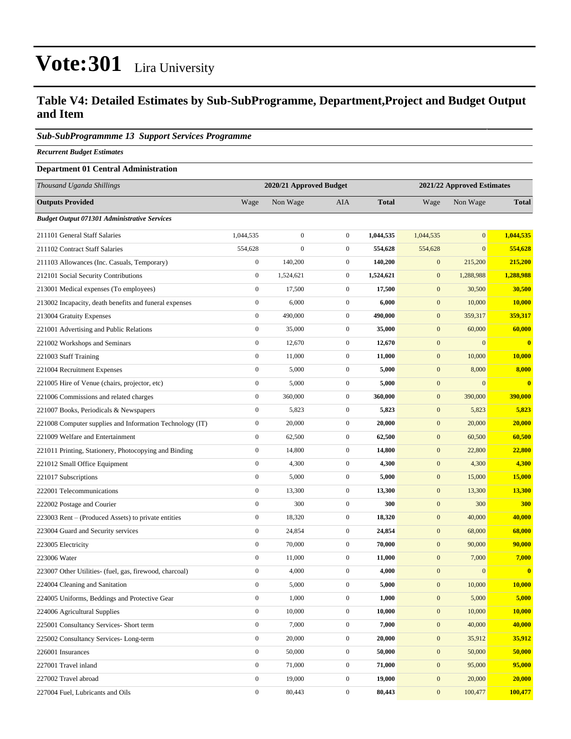# Vote:301 Lira University

## Table V4: Detailed Estimates by Sub-SubProgramme, Department,Project and Budget Output and Item

### *Sub-SubProgrammme 13 Support Services Programme*

***Recurrent Budget Estimates***

**Department 01 Central Administration**

| *Thousand Uganda Shillings* | 2020/21 Approved Budget | | | | 2021/22 Approved Estimates | | |
|---|---|---|---|---|---|---|---|
| **Outputs Provided** | Wage | Non Wage | AIA | **Total** | Wage | Non Wage | **Total** |
| ***Budget Output 071301 Administrative Services*** | | | | | | | |
| 211101 General Staff Salaries | 1,044,535 | 0 | 0 | **1,044,535** | 1,044,535 | 0 | **1,044,535** |
| 211102 Contract Staff Salaries | 554,628 | 0 | 0 | **554,628** | 554,628 | 0 | **554,628** |
| 211103 Allowances (Inc. Casuals, Temporary) | 0 | 140,200 | 0 | **140,200** | 0 | 215,200 | **215,200** |
| 212101 Social Security Contributions | 0 | 1,524,621 | 0 | **1,524,621** | 0 | 1,288,988 | **1,288,988** |
| 213001 Medical expenses (To employees) | 0 | 17,500 | 0 | **17,500** | 0 | 30,500 | **30,500** |
| 213002 Incapacity, death benefits and funeral expenses | 0 | 6,000 | 0 | **6,000** | 0 | 10,000 | **10,000** |
| 213004 Gratuity Expenses | 0 | 490,000 | 0 | **490,000** | 0 | 359,317 | **359,317** |
| 221001 Advertising and Public Relations | 0 | 35,000 | 0 | **35,000** | 0 | 60,000 | **60,000** |
| 221002 Workshops and Seminars | 0 | 12,670 | 0 | **12,670** | 0 | 0 | **0** |
| 221003 Staff Training | 0 | 11,000 | 0 | **11,000** | 0 | 10,000 | **10,000** |
| 221004 Recruitment Expenses | 0 | 5,000 | 0 | **5,000** | 0 | 8,000 | **8,000** |
| 221005 Hire of Venue (chairs, projector, etc) | 0 | 5,000 | 0 | **5,000** | 0 | 0 | **0** |
| 221006 Commissions and related charges | 0 | 360,000 | 0 | **360,000** | 0 | 390,000 | **390,000** |
| 221007 Books, Periodicals & Newspapers | 0 | 5,823 | 0 | **5,823** | 0 | 5,823 | **5,823** |
| 221008 Computer supplies and Information Technology (IT) | 0 | 20,000 | 0 | **20,000** | 0 | 20,000 | **20,000** |
| 221009 Welfare and Entertainment | 0 | 62,500 | 0 | **62,500** | 0 | 60,500 | **60,500** |
| 221011 Printing, Stationery, Photocopying and Binding | 0 | 14,800 | 0 | **14,800** | 0 | 22,800 | **22,800** |
| 221012 Small Office Equipment | 0 | 4,300 | 0 | **4,300** | 0 | 4,300 | **4,300** |
| 221017 Subscriptions | 0 | 5,000 | 0 | **5,000** | 0 | 15,000 | **15,000** |
| 222001 Telecommunications | 0 | 13,300 | 0 | **13,300** | 0 | 13,300 | **13,300** |
| 222002 Postage and Courier | 0 | 300 | 0 | **300** | 0 | 300 | **300** |
| 223003 Rent – (Produced Assets) to private entities | 0 | 18,320 | 0 | **18,320** | 0 | 40,000 | **40,000** |
| 223004 Guard and Security services | 0 | 24,854 | 0 | **24,854** | 0 | 68,000 | **68,000** |
| 223005 Electricity | 0 | 70,000 | 0 | **70,000** | 0 | 90,000 | **90,000** |
| 223006 Water | 0 | 11,000 | 0 | **11,000** | 0 | 7,000 | **7,000** |
| 223007 Other Utilities- (fuel, gas, firewood, charcoal) | 0 | 4,000 | 0 | **4,000** | 0 | 0 | **0** |
| 224004 Cleaning and Sanitation | 0 | 5,000 | 0 | **5,000** | 0 | 10,000 | **10,000** |
| 224005 Uniforms, Beddings and Protective Gear | 0 | 1,000 | 0 | **1,000** | 0 | 5,000 | **5,000** |
| 224006 Agricultural Supplies | 0 | 10,000 | 0 | **10,000** | 0 | 10,000 | **10,000** |
| 225001 Consultancy Services- Short term | 0 | 7,000 | 0 | **7,000** | 0 | 40,000 | **40,000** |
| 225002 Consultancy Services- Long-term | 0 | 20,000 | 0 | **20,000** | 0 | 35,912 | **35,912** |
| 226001 Insurances | 0 | 50,000 | 0 | **50,000** | 0 | 50,000 | **50,000** |
| 227001 Travel inland | 0 | 71,000 | 0 | **71,000** | 0 | 95,000 | **95,000** |
| 227002 Travel abroad | 0 | 19,000 | 0 | **19,000** | 0 | 20,000 | **20,000** |
| 227004 Fuel, Lubricants and Oils | 0 | 80,443 | 0 | **80,443** | 0 | 100,477 | **100,477** |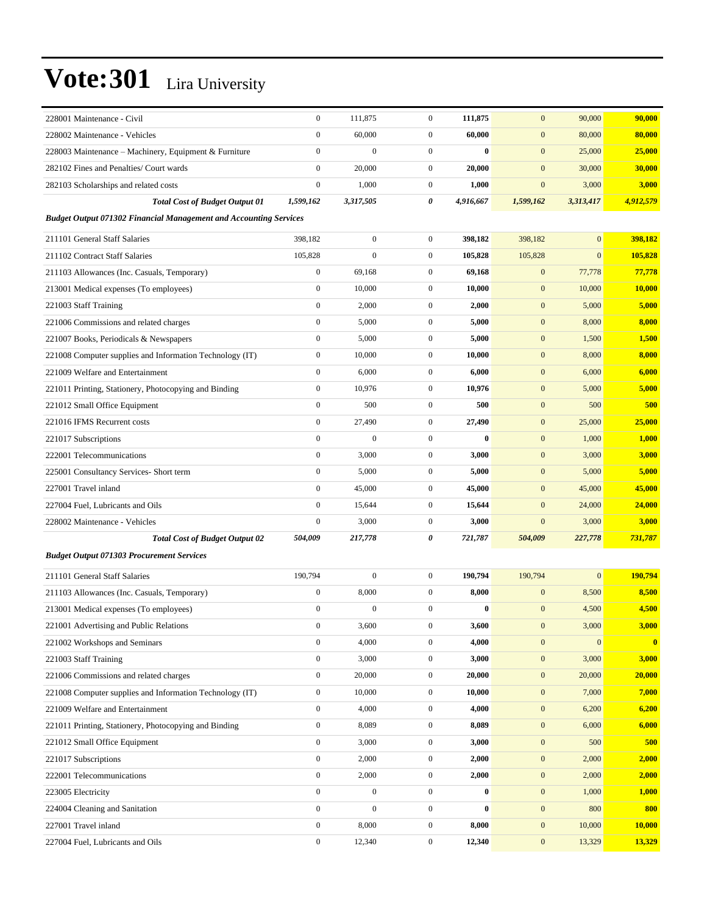# Vote:301 Lira University

| | | | | | | | |
|---|---|---|---|---|---|---|---|
| 228001 Maintenance - Civil | 0 | 111,875 | 0 | **111,875** | 0 | 90,000 | **90,000** |
| 228002 Maintenance - Vehicles | 0 | 60,000 | 0 | **60,000** | 0 | 80,000 | **80,000** |
| 228003 Maintenance – Machinery, Equipment & Furniture | 0 | 0 | 0 | **0** | 0 | 25,000 | **25,000** |
| 282102 Fines and Penalties/ Court wards | 0 | 20,000 | 0 | **20,000** | 0 | 30,000 | **30,000** |
| 282103 Scholarships and related costs | 0 | 1,000 | 0 | **1,000** | 0 | 3,000 | **3,000** |
| ***Total Cost of Budget Output 01*** | ***1,599,162*** | ***3,317,505*** | ***0*** | ***4,916,667*** | ***1,599,162*** | ***3,313,417*** | ***4,912,579*** |
| ***Budget Output 071302 Financial Management and Accounting Services*** | | | | | | | |
| 211101 General Staff Salaries | 398,182 | 0 | 0 | **398,182** | 398,182 | 0 | **398,182** |
| 211102 Contract Staff Salaries | 105,828 | 0 | 0 | **105,828** | 105,828 | 0 | **105,828** |
| 211103 Allowances (Inc. Casuals, Temporary) | 0 | 69,168 | 0 | **69,168** | 0 | 77,778 | **77,778** |
| 213001 Medical expenses (To employees) | 0 | 10,000 | 0 | **10,000** | 0 | 10,000 | **10,000** |
| 221003 Staff Training | 0 | 2,000 | 0 | **2,000** | 0 | 5,000 | **5,000** |
| 221006 Commissions and related charges | 0 | 5,000 | 0 | **5,000** | 0 | 8,000 | **8,000** |
| 221007 Books, Periodicals & Newspapers | 0 | 5,000 | 0 | **5,000** | 0 | 1,500 | **1,500** |
| 221008 Computer supplies and Information Technology (IT) | 0 | 10,000 | 0 | **10,000** | 0 | 8,000 | **8,000** |
| 221009 Welfare and Entertainment | 0 | 6,000 | 0 | **6,000** | 0 | 6,000 | **6,000** |
| 221011 Printing, Stationery, Photocopying and Binding | 0 | 10,976 | 0 | **10,976** | 0 | 5,000 | **5,000** |
| 221012 Small Office Equipment | 0 | 500 | 0 | **500** | 0 | 500 | **500** |
| 221016 IFMS Recurrent costs | 0 | 27,490 | 0 | **27,490** | 0 | 25,000 | **25,000** |
| 221017 Subscriptions | 0 | 0 | 0 | **0** | 0 | 1,000 | **1,000** |
| 222001 Telecommunications | 0 | 3,000 | 0 | **3,000** | 0 | 3,000 | **3,000** |
| 225001 Consultancy Services- Short term | 0 | 5,000 | 0 | **5,000** | 0 | 5,000 | **5,000** |
| 227001 Travel inland | 0 | 45,000 | 0 | **45,000** | 0 | 45,000 | **45,000** |
| 227004 Fuel, Lubricants and Oils | 0 | 15,644 | 0 | **15,644** | 0 | 24,000 | **24,000** |
| 228002 Maintenance - Vehicles | 0 | 3,000 | 0 | **3,000** | 0 | 3,000 | **3,000** |
| ***Total Cost of Budget Output 02*** | ***504,009*** | ***217,778*** | ***0*** | ***721,787*** | ***504,009*** | ***227,778*** | ***731,787*** |
| ***Budget Output 071303 Procurement Services*** | | | | | | | |
| 211101 General Staff Salaries | 190,794 | 0 | 0 | **190,794** | 190,794 | 0 | **190,794** |
| 211103 Allowances (Inc. Casuals, Temporary) | 0 | 8,000 | 0 | **8,000** | 0 | 8,500 | **8,500** |
| 213001 Medical expenses (To employees) | 0 | 0 | 0 | **0** | 0 | 4,500 | **4,500** |
| 221001 Advertising and Public Relations | 0 | 3,600 | 0 | **3,600** | 0 | 3,000 | **3,000** |
| 221002 Workshops and Seminars | 0 | 4,000 | 0 | **4,000** | 0 | 0 | **0** |
| 221003 Staff Training | 0 | 3,000 | 0 | **3,000** | 0 | 3,000 | **3,000** |
| 221006 Commissions and related charges | 0 | 20,000 | 0 | **20,000** | 0 | 20,000 | **20,000** |
| 221008 Computer supplies and Information Technology (IT) | 0 | 10,000 | 0 | **10,000** | 0 | 7,000 | **7,000** |
| 221009 Welfare and Entertainment | 0 | 4,000 | 0 | **4,000** | 0 | 6,200 | **6,200** |
| 221011 Printing, Stationery, Photocopying and Binding | 0 | 8,089 | 0 | **8,089** | 0 | 6,000 | **6,000** |
| 221012 Small Office Equipment | 0 | 3,000 | 0 | **3,000** | 0 | 500 | **500** |
| 221017 Subscriptions | 0 | 2,000 | 0 | **2,000** | 0 | 2,000 | **2,000** |
| 222001 Telecommunications | 0 | 2,000 | 0 | **2,000** | 0 | 2,000 | **2,000** |
| 223005 Electricity | 0 | 0 | 0 | **0** | 0 | 1,000 | **1,000** |
| 224004 Cleaning and Sanitation | 0 | 0 | 0 | **0** | 0 | 800 | **800** |
| 227001 Travel inland | 0 | 8,000 | 0 | **8,000** | 0 | 10,000 | **10,000** |
| 227004 Fuel, Lubricants and Oils | 0 | 12,340 | 0 | **12,340** | 0 | 13,329 | **13,329** |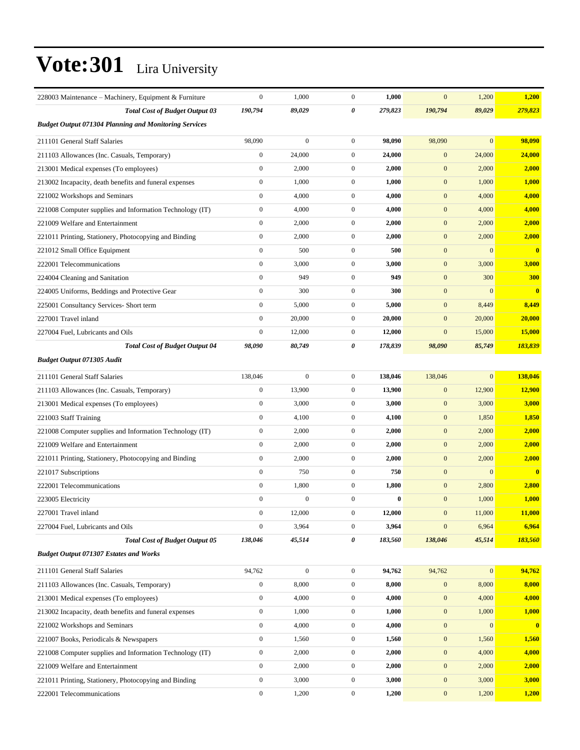# Vote:301 Lira University

| | | | | | | | |
|---|---|---|---|---|---|---|---|
| 228003 Maintenance – Machinery, Equipment & Furniture | 0 | 1,000 | 0 | **1,000** | 0 | 1,200 | **1,200** |
| ***Total Cost of Budget Output 03*** | ***190,794*** | ***89,029*** | ***0*** | ***279,823*** | ***190,794*** | ***89,029*** | ***279,823*** |
| ***Budget Output 071304 Planning and Monitoring Services*** | | | | | | | |
| 211101 General Staff Salaries | 98,090 | 0 | 0 | **98,090** | 98,090 | 0 | **98,090** |
| 211103 Allowances (Inc. Casuals, Temporary) | 0 | 24,000 | 0 | **24,000** | 0 | 24,000 | **24,000** |
| 213001 Medical expenses (To employees) | 0 | 2,000 | 0 | **2,000** | 0 | 2,000 | **2,000** |
| 213002 Incapacity, death benefits and funeral expenses | 0 | 1,000 | 0 | **1,000** | 0 | 1,000 | **1,000** |
| 221002 Workshops and Seminars | 0 | 4,000 | 0 | **4,000** | 0 | 4,000 | **4,000** |
| 221008 Computer supplies and Information Technology (IT) | 0 | 4,000 | 0 | **4,000** | 0 | 4,000 | **4,000** |
| 221009 Welfare and Entertainment | 0 | 2,000 | 0 | **2,000** | 0 | 2,000 | **2,000** |
| 221011 Printing, Stationery, Photocopying and Binding | 0 | 2,000 | 0 | **2,000** | 0 | 2,000 | **2,000** |
| 221012 Small Office Equipment | 0 | 500 | 0 | **500** | 0 | 0 | **0** |
| 222001 Telecommunications | 0 | 3,000 | 0 | **3,000** | 0 | 3,000 | **3,000** |
| 224004 Cleaning and Sanitation | 0 | 949 | 0 | **949** | 0 | 300 | **300** |
| 224005 Uniforms, Beddings and Protective Gear | 0 | 300 | 0 | **300** | 0 | 0 | **0** |
| 225001 Consultancy Services- Short term | 0 | 5,000 | 0 | **5,000** | 0 | 8,449 | **8,449** |
| 227001 Travel inland | 0 | 20,000 | 0 | **20,000** | 0 | 20,000 | **20,000** |
| 227004 Fuel, Lubricants and Oils | 0 | 12,000 | 0 | **12,000** | 0 | 15,000 | **15,000** |
| ***Total Cost of Budget Output 04*** | ***98,090*** | ***80,749*** | ***0*** | ***178,839*** | ***98,090*** | ***85,749*** | ***183,839*** |
| ***Budget Output 071305 Audit*** | | | | | | | |
| 211101 General Staff Salaries | 138,046 | 0 | 0 | **138,046** | 138,046 | 0 | **138,046** |
| 211103 Allowances (Inc. Casuals, Temporary) | 0 | 13,900 | 0 | **13,900** | 0 | 12,900 | **12,900** |
| 213001 Medical expenses (To employees) | 0 | 3,000 | 0 | **3,000** | 0 | 3,000 | **3,000** |
| 221003 Staff Training | 0 | 4,100 | 0 | **4,100** | 0 | 1,850 | **1,850** |
| 221008 Computer supplies and Information Technology (IT) | 0 | 2,000 | 0 | **2,000** | 0 | 2,000 | **2,000** |
| 221009 Welfare and Entertainment | 0 | 2,000 | 0 | **2,000** | 0 | 2,000 | **2,000** |
| 221011 Printing, Stationery, Photocopying and Binding | 0 | 2,000 | 0 | **2,000** | 0 | 2,000 | **2,000** |
| 221017 Subscriptions | 0 | 750 | 0 | **750** | 0 | 0 | **0** |
| 222001 Telecommunications | 0 | 1,800 | 0 | **1,800** | 0 | 2,800 | **2,800** |
| 223005 Electricity | 0 | 0 | 0 | **0** | 0 | 1,000 | **1,000** |
| 227001 Travel inland | 0 | 12,000 | 0 | **12,000** | 0 | 11,000 | **11,000** |
| 227004 Fuel, Lubricants and Oils | 0 | 3,964 | 0 | **3,964** | 0 | 6,964 | **6,964** |
| ***Total Cost of Budget Output 05*** | ***138,046*** | ***45,514*** | ***0*** | ***183,560*** | ***138,046*** | ***45,514*** | ***183,560*** |
| ***Budget Output 071307 Estates and Works*** | | | | | | | |
| 211101 General Staff Salaries | 94,762 | 0 | 0 | **94,762** | 94,762 | 0 | **94,762** |
| 211103 Allowances (Inc. Casuals, Temporary) | 0 | 8,000 | 0 | **8,000** | 0 | 8,000 | **8,000** |
| 213001 Medical expenses (To employees) | 0 | 4,000 | 0 | **4,000** | 0 | 4,000 | **4,000** |
| 213002 Incapacity, death benefits and funeral expenses | 0 | 1,000 | 0 | **1,000** | 0 | 1,000 | **1,000** |
| 221002 Workshops and Seminars | 0 | 4,000 | 0 | **4,000** | 0 | 0 | **0** |
| 221007 Books, Periodicals & Newspapers | 0 | 1,560 | 0 | **1,560** | 0 | 1,560 | **1,560** |
| 221008 Computer supplies and Information Technology (IT) | 0 | 2,000 | 0 | **2,000** | 0 | 4,000 | **4,000** |
| 221009 Welfare and Entertainment | 0 | 2,000 | 0 | **2,000** | 0 | 2,000 | **2,000** |
| 221011 Printing, Stationery, Photocopying and Binding | 0 | 3,000 | 0 | **3,000** | 0 | 3,000 | **3,000** |
| 222001 Telecommunications | 0 | 1,200 | 0 | **1,200** | 0 | 1,200 | **1,200** |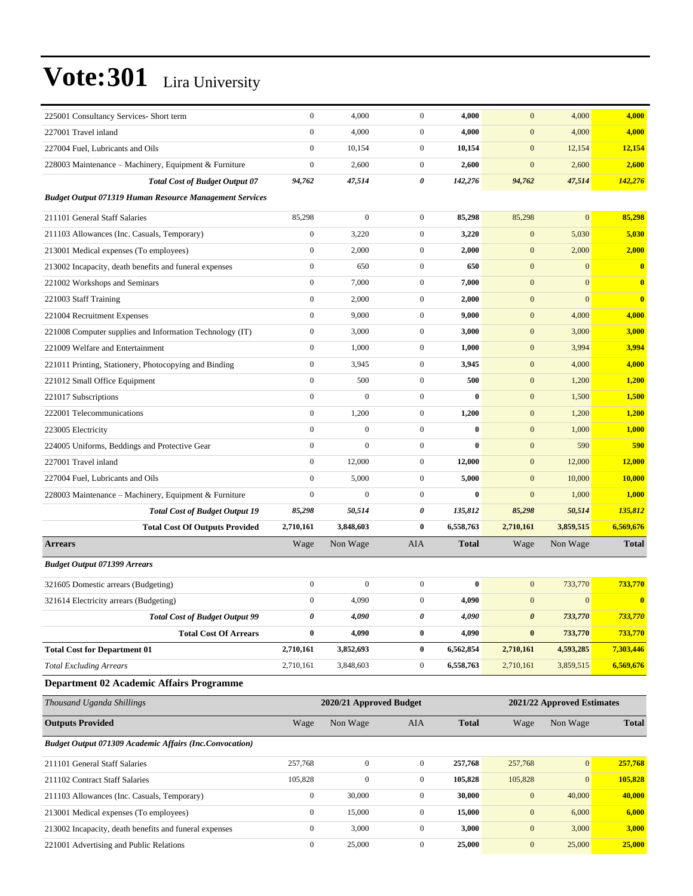# Vote:301 Lira University

| | | | | | | | |
|---|---|---|---|---|---|---|---|
| 225001 Consultancy Services- Short term | 0 | 4,000 | 0 | **4,000** | 0 | 4,000 | **4,000** |
| 227001 Travel inland | 0 | 4,000 | 0 | **4,000** | 0 | 4,000 | **4,000** |
| 227004 Fuel, Lubricants and Oils | 0 | 10,154 | 0 | **10,154** | 0 | 12,154 | **12,154** |
| 228003 Maintenance – Machinery, Equipment & Furniture | 0 | 2,600 | 0 | **2,600** | 0 | 2,600 | **2,600** |
| ***Total Cost of Budget Output 07*** | ***94,762*** | ***47,514*** | ***0*** | ***142,276*** | ***94,762*** | ***47,514*** | ***142,276*** |
| ***Budget Output 071319 Human Resource Management Services*** | | | | | | | |
| 211101 General Staff Salaries | 85,298 | 0 | 0 | **85,298** | 85,298 | 0 | **85,298** |
| 211103 Allowances (Inc. Casuals, Temporary) | 0 | 3,220 | 0 | **3,220** | 0 | 5,030 | **5,030** |
| 213001 Medical expenses (To employees) | 0 | 2,000 | 0 | **2,000** | 0 | 2,000 | **2,000** |
| 213002 Incapacity, death benefits and funeral expenses | 0 | 650 | 0 | **650** | 0 | 0 | **0** |
| 221002 Workshops and Seminars | 0 | 7,000 | 0 | **7,000** | 0 | 0 | **0** |
| 221003 Staff Training | 0 | 2,000 | 0 | **2,000** | 0 | 0 | **0** |
| 221004 Recruitment Expenses | 0 | 9,000 | 0 | **9,000** | 0 | 4,000 | **4,000** |
| 221008 Computer supplies and Information Technology (IT) | 0 | 3,000 | 0 | **3,000** | 0 | 3,000 | **3,000** |
| 221009 Welfare and Entertainment | 0 | 1,000 | 0 | **1,000** | 0 | 3,994 | **3,994** |
| 221011 Printing, Stationery, Photocopying and Binding | 0 | 3,945 | 0 | **3,945** | 0 | 4,000 | **4,000** |
| 221012 Small Office Equipment | 0 | 500 | 0 | **500** | 0 | 1,200 | **1,200** |
| 221017 Subscriptions | 0 | 0 | 0 | **0** | 0 | 1,500 | **1,500** |
| 222001 Telecommunications | 0 | 1,200 | 0 | **1,200** | 0 | 1,200 | **1,200** |
| 223005 Electricity | 0 | 0 | 0 | **0** | 0 | 1,000 | **1,000** |
| 224005 Uniforms, Beddings and Protective Gear | 0 | 0 | 0 | **0** | 0 | 590 | **590** |
| 227001 Travel inland | 0 | 12,000 | 0 | **12,000** | 0 | 12,000 | **12,000** |
| 227004 Fuel, Lubricants and Oils | 0 | 5,000 | 0 | **5,000** | 0 | 10,000 | **10,000** |
| 228003 Maintenance – Machinery, Equipment & Furniture | 0 | 0 | 0 | **0** | 0 | 1,000 | **1,000** |
| ***Total Cost of Budget Output 19*** | ***85,298*** | ***50,514*** | ***0*** | ***135,812*** | ***85,298*** | ***50,514*** | ***135,812*** |
| **Total Cost Of Outputs Provided** | **2,710,161** | **3,848,603** | **0** | **6,558,763** | **2,710,161** | **3,859,515** | **6,569,676** |
| **Arrears** | Wage | Non Wage | AIA | **Total** | Wage | Non Wage | **Total** |
| ***Budget Output 071399 Arrears*** | | | | | | | |
| 321605 Domestic arrears (Budgeting) | 0 | 0 | 0 | **0** | 0 | 733,770 | **733,770** |
| 321614 Electricity arrears (Budgeting) | 0 | 4,090 | 0 | **4,090** | 0 | 0 | **0** |
| ***Total Cost of Budget Output 99*** | ***0*** | ***4,090*** | ***0*** | ***4,090*** | ***0*** | ***733,770*** | ***733,770*** |
| **Total Cost Of Arrears** | **0** | **4,090** | **0** | **4,090** | **0** | **733,770** | **733,770** |
| **Total Cost for Department 01** | **2,710,161** | **3,852,693** | **0** | **6,562,854** | **2,710,161** | **4,593,285** | **7,303,446** |
| *Total Excluding Arrears* | 2,710,161 | 3,848,603 | 0 | **6,558,763** | 2,710,161 | 3,859,515 | **6,569,676** |

### Department 02 Academic Affairs Programme

| *Thousand Uganda Shillings* | 2020/21 Approved Budget | | | | 2021/22 Approved Estimates | | |
|---|---|---|---|---|---|---|---|
| **Outputs Provided** | Wage | Non Wage | AIA | **Total** | Wage | Non Wage | **Total** |
| ***Budget Output 071309 Academic Affairs (Inc.Convocation)*** | | | | | | | |
| 211101 General Staff Salaries | 257,768 | 0 | 0 | **257,768** | 257,768 | 0 | **257,768** |
| 211102 Contract Staff Salaries | 105,828 | 0 | 0 | **105,828** | 105,828 | 0 | **105,828** |
| 211103 Allowances (Inc. Casuals, Temporary) | 0 | 30,000 | 0 | **30,000** | 0 | 40,000 | **40,000** |
| 213001 Medical expenses (To employees) | 0 | 15,000 | 0 | **15,000** | 0 | 6,000 | **6,000** |
| 213002 Incapacity, death benefits and funeral expenses | 0 | 3,000 | 0 | **3,000** | 0 | 3,000 | **3,000** |
| 221001 Advertising and Public Relations | 0 | 25,000 | 0 | **25,000** | 0 | 25,000 | **25,000** |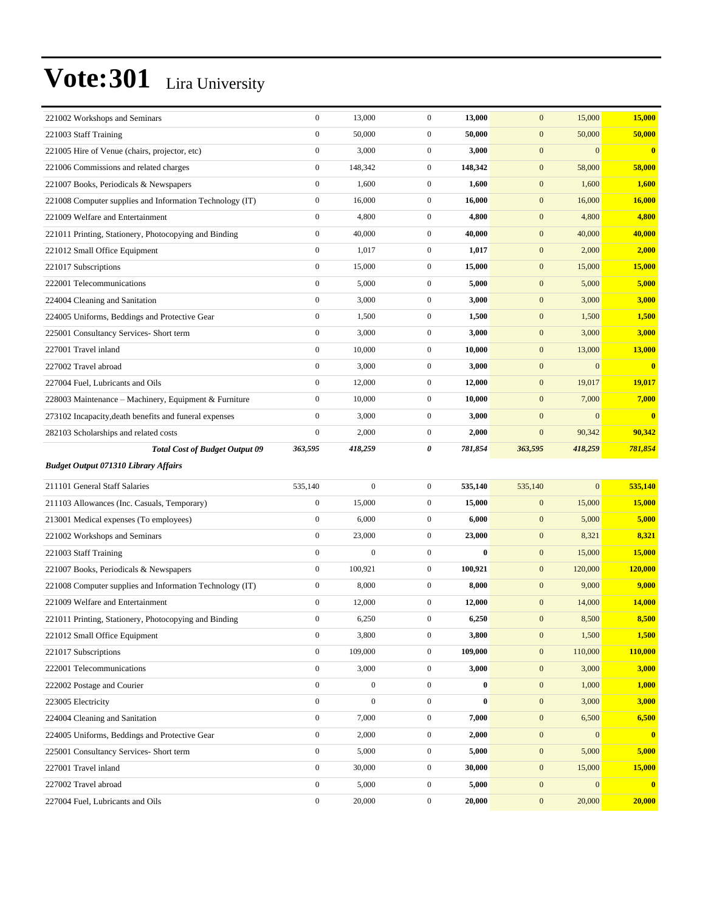# Vote:301 Lira University

| | | | | | | | |
|---|---|---|---|---|---|---|---|
| 221002 Workshops and Seminars | 0 | 13,000 | 0 | **13,000** | 0 | 15,000 | **15,000** |
| 221003 Staff Training | 0 | 50,000 | 0 | **50,000** | 0 | 50,000 | **50,000** |
| 221005 Hire of Venue (chairs, projector, etc) | 0 | 3,000 | 0 | **3,000** | 0 | 0 | **0** |
| 221006 Commissions and related charges | 0 | 148,342 | 0 | **148,342** | 0 | 58,000 | **58,000** |
| 221007 Books, Periodicals & Newspapers | 0 | 1,600 | 0 | **1,600** | 0 | 1,600 | **1,600** |
| 221008 Computer supplies and Information Technology (IT) | 0 | 16,000 | 0 | **16,000** | 0 | 16,000 | **16,000** |
| 221009 Welfare and Entertainment | 0 | 4,800 | 0 | **4,800** | 0 | 4,800 | **4,800** |
| 221011 Printing, Stationery, Photocopying and Binding | 0 | 40,000 | 0 | **40,000** | 0 | 40,000 | **40,000** |
| 221012 Small Office Equipment | 0 | 1,017 | 0 | **1,017** | 0 | 2,000 | **2,000** |
| 221017 Subscriptions | 0 | 15,000 | 0 | **15,000** | 0 | 15,000 | **15,000** |
| 222001 Telecommunications | 0 | 5,000 | 0 | **5,000** | 0 | 5,000 | **5,000** |
| 224004 Cleaning and Sanitation | 0 | 3,000 | 0 | **3,000** | 0 | 3,000 | **3,000** |
| 224005 Uniforms, Beddings and Protective Gear | 0 | 1,500 | 0 | **1,500** | 0 | 1,500 | **1,500** |
| 225001 Consultancy Services- Short term | 0 | 3,000 | 0 | **3,000** | 0 | 3,000 | **3,000** |
| 227001 Travel inland | 0 | 10,000 | 0 | **10,000** | 0 | 13,000 | **13,000** |
| 227002 Travel abroad | 0 | 3,000 | 0 | **3,000** | 0 | 0 | **0** |
| 227004 Fuel, Lubricants and Oils | 0 | 12,000 | 0 | **12,000** | 0 | 19,017 | **19,017** |
| 228003 Maintenance – Machinery, Equipment & Furniture | 0 | 10,000 | 0 | **10,000** | 0 | 7,000 | **7,000** |
| 273102 Incapacity,death benefits and funeral expenses | 0 | 3,000 | 0 | **3,000** | 0 | 0 | **0** |
| 282103 Scholarships and related costs | 0 | 2,000 | 0 | **2,000** | 0 | 90,342 | **90,342** |
| ***Total Cost of Budget Output 09*** | ***363,595*** | ***418,259*** | ***0*** | ***781,854*** | ***363,595*** | ***418,259*** | ***781,854*** |
| ***Budget Output 071310 Library Affairs*** | | | | | | | |
| 211101 General Staff Salaries | 535,140 | 0 | 0 | **535,140** | 535,140 | 0 | **535,140** |
| 211103 Allowances (Inc. Casuals, Temporary) | 0 | 15,000 | 0 | **15,000** | 0 | 15,000 | **15,000** |
| 213001 Medical expenses (To employees) | 0 | 6,000 | 0 | **6,000** | 0 | 5,000 | **5,000** |
| 221002 Workshops and Seminars | 0 | 23,000 | 0 | **23,000** | 0 | 8,321 | **8,321** |
| 221003 Staff Training | 0 | 0 | 0 | **0** | 0 | 15,000 | **15,000** |
| 221007 Books, Periodicals & Newspapers | 0 | 100,921 | 0 | **100,921** | 0 | 120,000 | **120,000** |
| 221008 Computer supplies and Information Technology (IT) | 0 | 8,000 | 0 | **8,000** | 0 | 9,000 | **9,000** |
| 221009 Welfare and Entertainment | 0 | 12,000 | 0 | **12,000** | 0 | 14,000 | **14,000** |
| 221011 Printing, Stationery, Photocopying and Binding | 0 | 6,250 | 0 | **6,250** | 0 | 8,500 | **8,500** |
| 221012 Small Office Equipment | 0 | 3,800 | 0 | **3,800** | 0 | 1,500 | **1,500** |
| 221017 Subscriptions | 0 | 109,000 | 0 | **109,000** | 0 | 110,000 | **110,000** |
| 222001 Telecommunications | 0 | 3,000 | 0 | **3,000** | 0 | 3,000 | **3,000** |
| 222002 Postage and Courier | 0 | 0 | 0 | **0** | 0 | 1,000 | **1,000** |
| 223005 Electricity | 0 | 0 | 0 | **0** | 0 | 3,000 | **3,000** |
| 224004 Cleaning and Sanitation | 0 | 7,000 | 0 | **7,000** | 0 | 6,500 | **6,500** |
| 224005 Uniforms, Beddings and Protective Gear | 0 | 2,000 | 0 | **2,000** | 0 | 0 | **0** |
| 225001 Consultancy Services- Short term | 0 | 5,000 | 0 | **5,000** | 0 | 5,000 | **5,000** |
| 227001 Travel inland | 0 | 30,000 | 0 | **30,000** | 0 | 15,000 | **15,000** |
| 227002 Travel abroad | 0 | 5,000 | 0 | **5,000** | 0 | 0 | **0** |
| 227004 Fuel, Lubricants and Oils | 0 | 20,000 | 0 | **20,000** | 0 | 20,000 | **20,000** |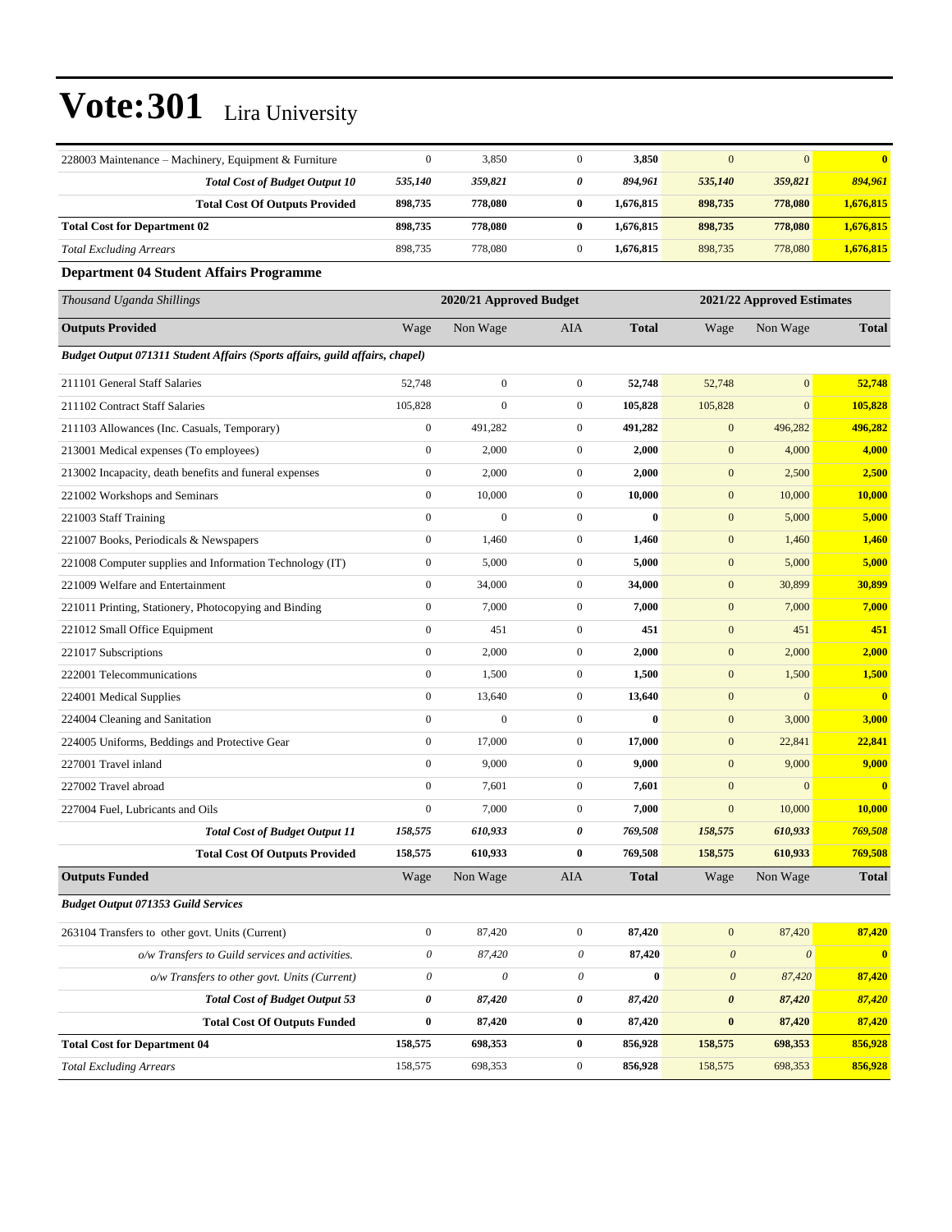# Vote:301 Lira University

| | | | | | | | |
|---|---|---|---|---|---|---|---|
| 228003 Maintenance – Machinery, Equipment & Furniture | 0 | 3,850 | 0 | **3,850** | 0 | 0 | **0** |
| ***Total Cost of Budget Output 10*** | ***535,140*** | ***359,821*** | ***0*** | ***894,961*** | ***535,140*** | ***359,821*** | ***894,961*** |
| **Total Cost Of Outputs Provided** | **898,735** | **778,080** | **0** | **1,676,815** | **898,735** | **778,080** | **1,676,815** |
| **Total Cost for Department 02** | **898,735** | **778,080** | **0** | **1,676,815** | **898,735** | **778,080** | **1,676,815** |
| *Total Excluding Arrears* | 898,735 | 778,080 | 0 | **1,676,815** | 898,735 | 778,080 | **1,676,815** |

### Department 04 Student Affairs Programme

| *Thousand Uganda Shillings* | 2020/21 Approved Budget | | | | 2021/22 Approved Estimates | | |
|---|---|---|---|---|---|---|---|
| **Outputs Provided** | Wage | Non Wage | AIA | **Total** | Wage | Non Wage | **Total** |
| ***Budget Output 071311 Student Affairs (Sports affairs, guild affairs, chapel)*** | | | | | | | |
| 211101 General Staff Salaries | 52,748 | 0 | 0 | **52,748** | 52,748 | 0 | **52,748** |
| 211102 Contract Staff Salaries | 105,828 | 0 | 0 | **105,828** | 105,828 | 0 | **105,828** |
| 211103 Allowances (Inc. Casuals, Temporary) | 0 | 491,282 | 0 | **491,282** | 0 | 496,282 | **496,282** |
| 213001 Medical expenses (To employees) | 0 | 2,000 | 0 | **2,000** | 0 | 4,000 | **4,000** |
| 213002 Incapacity, death benefits and funeral expenses | 0 | 2,000 | 0 | **2,000** | 0 | 2,500 | **2,500** |
| 221002 Workshops and Seminars | 0 | 10,000 | 0 | **10,000** | 0 | 10,000 | **10,000** |
| 221003 Staff Training | 0 | 0 | 0 | **0** | 0 | 5,000 | **5,000** |
| 221007 Books, Periodicals & Newspapers | 0 | 1,460 | 0 | **1,460** | 0 | 1,460 | **1,460** |
| 221008 Computer supplies and Information Technology (IT) | 0 | 5,000 | 0 | **5,000** | 0 | 5,000 | **5,000** |
| 221009 Welfare and Entertainment | 0 | 34,000 | 0 | **34,000** | 0 | 30,899 | **30,899** |
| 221011 Printing, Stationery, Photocopying and Binding | 0 | 7,000 | 0 | **7,000** | 0 | 7,000 | **7,000** |
| 221012 Small Office Equipment | 0 | 451 | 0 | **451** | 0 | 451 | **451** |
| 221017 Subscriptions | 0 | 2,000 | 0 | **2,000** | 0 | 2,000 | **2,000** |
| 222001 Telecommunications | 0 | 1,500 | 0 | **1,500** | 0 | 1,500 | **1,500** |
| 224001 Medical Supplies | 0 | 13,640 | 0 | **13,640** | 0 | 0 | **0** |
| 224004 Cleaning and Sanitation | 0 | 0 | 0 | **0** | 0 | 3,000 | **3,000** |
| 224005 Uniforms, Beddings and Protective Gear | 0 | 17,000 | 0 | **17,000** | 0 | 22,841 | **22,841** |
| 227001 Travel inland | 0 | 9,000 | 0 | **9,000** | 0 | 9,000 | **9,000** |
| 227002 Travel abroad | 0 | 7,601 | 0 | **7,601** | 0 | 0 | **0** |
| 227004 Fuel, Lubricants and Oils | 0 | 7,000 | 0 | **7,000** | 0 | 10,000 | **10,000** |
| ***Total Cost of Budget Output 11*** | ***158,575*** | ***610,933*** | ***0*** | ***769,508*** | ***158,575*** | ***610,933*** | ***769,508*** |
| **Total Cost Of Outputs Provided** | **158,575** | **610,933** | **0** | **769,508** | **158,575** | **610,933** | **769,508** |
| **Outputs Funded** | Wage | Non Wage | AIA | **Total** | Wage | Non Wage | **Total** |
| ***Budget Output 071353 Guild Services*** | | | | | | | |
| 263104 Transfers to other govt. Units (Current) | 0 | 87,420 | 0 | **87,420** | 0 | 87,420 | **87,420** |
| *o/w Transfers to Guild services and activities.* | *0* | *87,420* | *0* | **87,420** | *0* | *0* | **0** |
| *o/w Transfers to other govt. Units (Current)* | *0* | *0* | *0* | **0** | *0* | *87,420* | **87,420** |
| ***Total Cost of Budget Output 53*** | ***0*** | ***87,420*** | ***0*** | ***87,420*** | ***0*** | ***87,420*** | ***87,420*** |
| **Total Cost Of Outputs Funded** | **0** | **87,420** | **0** | **87,420** | **0** | **87,420** | **87,420** |
| **Total Cost for Department 04** | **158,575** | **698,353** | **0** | **856,928** | **158,575** | **698,353** | **856,928** |
| *Total Excluding Arrears* | 158,575 | 698,353 | 0 | **856,928** | 158,575 | 698,353 | **856,928** |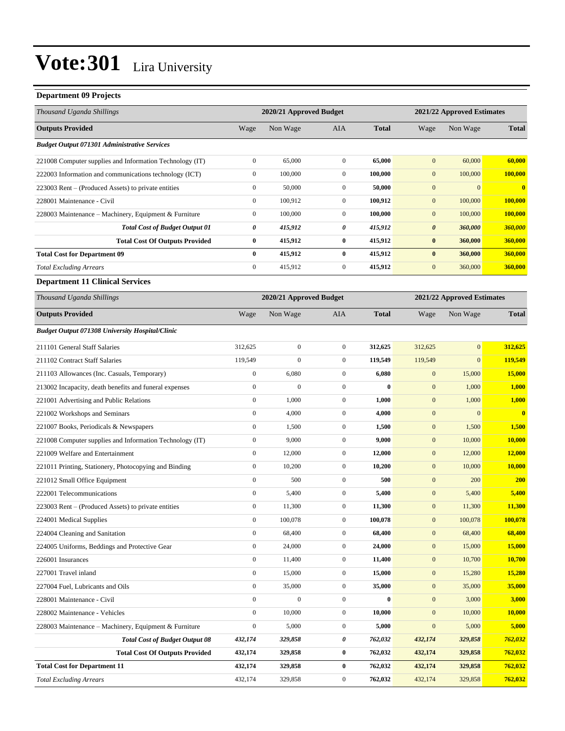# Vote:301 Lira University

### Department 09 Projects

| Thousand Uganda Shillings | 2020/21 Approved Budget | | | | 2021/22 Approved Estimates | | |
|---|---|---|---|---|---|---|---|
| **Outputs Provided** | Wage | Non Wage | AIA | **Total** | Wage | Non Wage | **Total** |
| ***Budget Output 071301 Administrative Services*** | | | | | | | |
| 221008 Computer supplies and Information Technology (IT) | 0 | 65,000 | 0 | **65,000** | 0 | 60,000 | **60,000** |
| 222003 Information and communications technology (ICT) | 0 | 100,000 | 0 | **100,000** | 0 | 100,000 | **100,000** |
| 223003 Rent – (Produced Assets) to private entities | 0 | 50,000 | 0 | **50,000** | 0 | 0 | **0** |
| 228001 Maintenance - Civil | 0 | 100,912 | 0 | **100,912** | 0 | 100,000 | **100,000** |
| 228003 Maintenance – Machinery, Equipment & Furniture | 0 | 100,000 | 0 | **100,000** | 0 | 100,000 | **100,000** |
| ***Total Cost of Budget Output 01*** | ***0*** | ***415,912*** | ***0*** | ***415,912*** | ***0*** | ***360,000*** | ***360,000*** |
| **Total Cost Of Outputs Provided** | **0** | **415,912** | **0** | **415,912** | **0** | **360,000** | **360,000** |
| **Total Cost for Department 09** | **0** | **415,912** | **0** | **415,912** | **0** | **360,000** | **360,000** |
| *Total Excluding Arrears* | 0 | 415,912 | 0 | 415,912 | 0 | 360,000 | **360,000** |

### Department 11 Clinical Services

| Thousand Uganda Shillings | 2020/21 Approved Budget | | | | 2021/22 Approved Estimates | | |
|---|---|---|---|---|---|---|---|
| **Outputs Provided** | Wage | Non Wage | AIA | **Total** | Wage | Non Wage | **Total** |
| ***Budget Output 071308 University Hospital/Clinic*** | | | | | | | |
| 211101 General Staff Salaries | 312,625 | 0 | 0 | **312,625** | 312,625 | 0 | **312,625** |
| 211102 Contract Staff Salaries | 119,549 | 0 | 0 | **119,549** | 119,549 | 0 | **119,549** |
| 211103 Allowances (Inc. Casuals, Temporary) | 0 | 6,080 | 0 | **6,080** | 0 | 15,000 | **15,000** |
| 213002 Incapacity, death benefits and funeral expenses | 0 | 0 | 0 | **0** | 0 | 1,000 | **1,000** |
| 221001 Advertising and Public Relations | 0 | 1,000 | 0 | **1,000** | 0 | 1,000 | **1,000** |
| 221002 Workshops and Seminars | 0 | 4,000 | 0 | **4,000** | 0 | 0 | **0** |
| 221007 Books, Periodicals & Newspapers | 0 | 1,500 | 0 | **1,500** | 0 | 1,500 | **1,500** |
| 221008 Computer supplies and Information Technology (IT) | 0 | 9,000 | 0 | **9,000** | 0 | 10,000 | **10,000** |
| 221009 Welfare and Entertainment | 0 | 12,000 | 0 | **12,000** | 0 | 12,000 | **12,000** |
| 221011 Printing, Stationery, Photocopying and Binding | 0 | 10,200 | 0 | **10,200** | 0 | 10,000 | **10,000** |
| 221012 Small Office Equipment | 0 | 500 | 0 | **500** | 0 | 200 | **200** |
| 222001 Telecommunications | 0 | 5,400 | 0 | **5,400** | 0 | 5,400 | **5,400** |
| 223003 Rent – (Produced Assets) to private entities | 0 | 11,300 | 0 | **11,300** | 0 | 11,300 | **11,300** |
| 224001 Medical Supplies | 0 | 100,078 | 0 | **100,078** | 0 | 100,078 | **100,078** |
| 224004 Cleaning and Sanitation | 0 | 68,400 | 0 | **68,400** | 0 | 68,400 | **68,400** |
| 224005 Uniforms, Beddings and Protective Gear | 0 | 24,000 | 0 | **24,000** | 0 | 15,000 | **15,000** |
| 226001 Insurances | 0 | 11,400 | 0 | **11,400** | 0 | 10,700 | **10,700** |
| 227001 Travel inland | 0 | 15,000 | 0 | **15,000** | 0 | 15,280 | **15,280** |
| 227004 Fuel, Lubricants and Oils | 0 | 35,000 | 0 | **35,000** | 0 | 35,000 | **35,000** |
| 228001 Maintenance - Civil | 0 | 0 | 0 | **0** | 0 | 3,000 | **3,000** |
| 228002 Maintenance - Vehicles | 0 | 10,000 | 0 | **10,000** | 0 | 10,000 | **10,000** |
| 228003 Maintenance – Machinery, Equipment & Furniture | 0 | 5,000 | 0 | **5,000** | 0 | 5,000 | **5,000** |
| ***Total Cost of Budget Output 08*** | ***432,174*** | ***329,858*** | ***0*** | ***762,032*** | ***432,174*** | ***329,858*** | ***762,032*** |
| **Total Cost Of Outputs Provided** | **432,174** | **329,858** | **0** | **762,032** | **432,174** | **329,858** | **762,032** |
| **Total Cost for Department 11** | **432,174** | **329,858** | **0** | **762,032** | **432,174** | **329,858** | **762,032** |
| *Total Excluding Arrears* | 432,174 | 329,858 | 0 | 762,032 | 432,174 | 329,858 | **762,032** |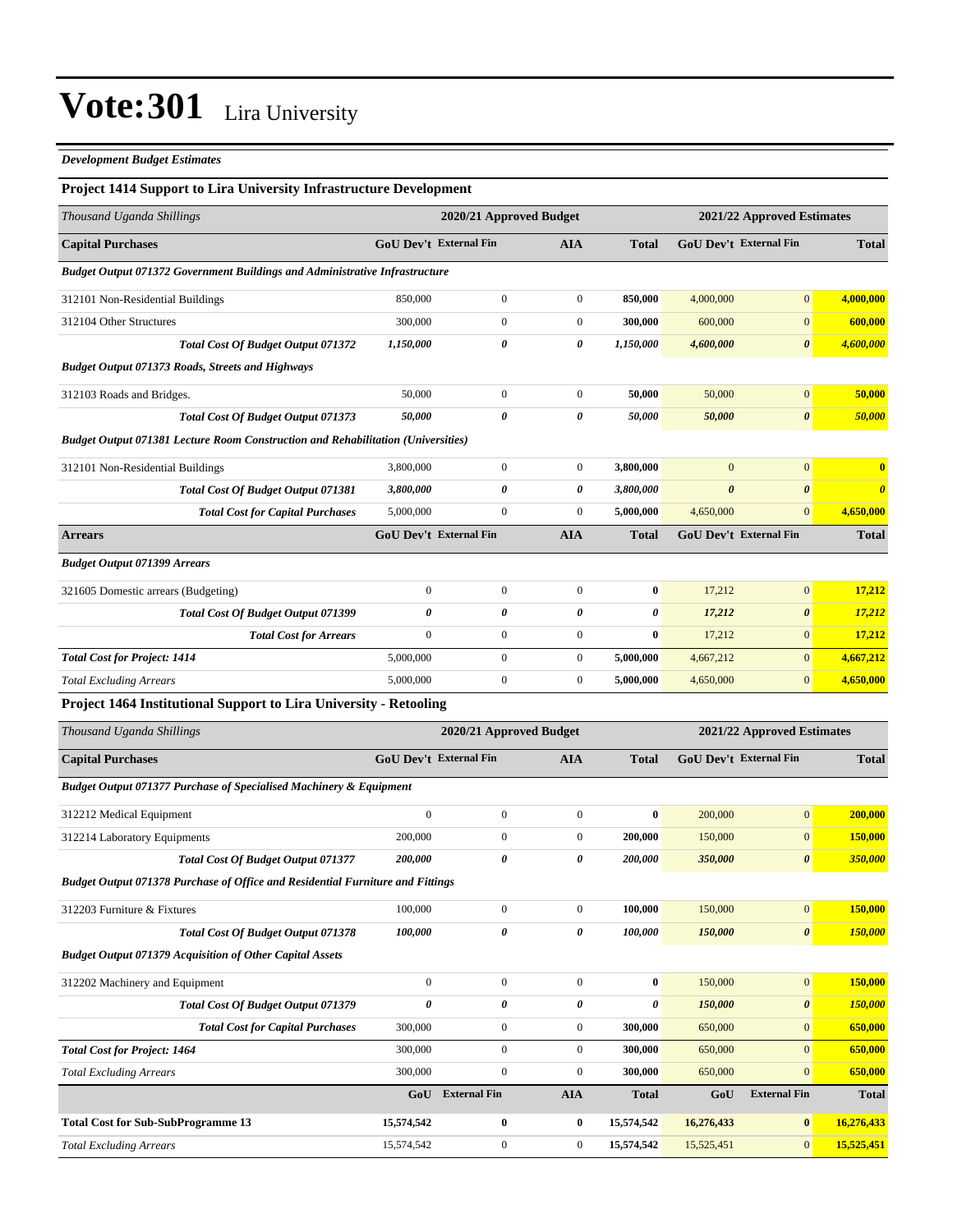# Vote:301 Lira University

*Development Budget Estimates*

### Project 1414 Support to Lira University Infrastructure Development

| *Thousand Uganda Shillings* | 2020/21 Approved Budget | | | | 2021/22 Approved Estimates | | |
|---|---|---|---|---|---|---|---|
| **Capital Purchases** | **GoU Dev't** | **External Fin** | **AIA** | **Total** | **GoU Dev't** | **External Fin** | **Total** |
| ***Budget Output 071372 Government Buildings and Administrative Infrastructure*** | | | | | | | |
| 312101 Non-Residential Buildings | 850,000 | 0 | 0 | **850,000** | 4,000,000 | 0 | **4,000,000** |
| 312104 Other Structures | 300,000 | 0 | 0 | **300,000** | 600,000 | 0 | **600,000** |
| ***Total Cost Of Budget Output 071372*** | ***1,150,000*** | ***0*** | ***0*** | ***1,150,000*** | ***4,600,000*** | ***0*** | ***4,600,000*** |
| ***Budget Output 071373 Roads, Streets and Highways*** | | | | | | | |
| 312103 Roads and Bridges. | 50,000 | 0 | 0 | **50,000** | 50,000 | 0 | **50,000** |
| ***Total Cost Of Budget Output 071373*** | ***50,000*** | ***0*** | ***0*** | ***50,000*** | ***50,000*** | ***0*** | ***50,000*** |
| ***Budget Output 071381 Lecture Room Construction and Rehabilitation (Universities)*** | | | | | | | |
| 312101 Non-Residential Buildings | 3,800,000 | 0 | 0 | **3,800,000** | 0 | 0 | **0** |
| ***Total Cost Of Budget Output 071381*** | ***3,800,000*** | ***0*** | ***0*** | ***3,800,000*** | ***0*** | ***0*** | ***0*** |
| ***Total Cost for Capital Purchases*** | 5,000,000 | 0 | 0 | 5,000,000 | 4,650,000 | 0 | **4,650,000** |
| **Arrears** | **GoU Dev't** | **External Fin** | **AIA** | **Total** | **GoU Dev't** | **External Fin** | **Total** |
| ***Budget Output 071399 Arrears*** | | | | | | | |
| 321605 Domestic arrears (Budgeting) | 0 | 0 | 0 | **0** | 17,212 | 0 | **17,212** |
| ***Total Cost Of Budget Output 071399*** | ***0*** | ***0*** | ***0*** | ***0*** | ***17,212*** | ***0*** | ***17,212*** |
| ***Total Cost for Arrears*** | 0 | 0 | 0 | **0** | 17,212 | 0 | **17,212** |
| ***Total Cost for Project: 1414*** | 5,000,000 | 0 | 0 | **5,000,000** | 4,667,212 | 0 | **4,667,212** |
| *Total Excluding Arrears* | 5,000,000 | 0 | 0 | **5,000,000** | 4,650,000 | 0 | **4,650,000** |

### Project 1464 Institutional Support to Lira University - Retooling

| *Thousand Uganda Shillings* | 2020/21 Approved Budget | | | | 2021/22 Approved Estimates | | |
|---|---|---|---|---|---|---|---|
| **Capital Purchases** | **GoU Dev't** | **External Fin** | **AIA** | **Total** | **GoU Dev't** | **External Fin** | **Total** |
| ***Budget Output 071377 Purchase of Specialised Machinery & Equipment*** | | | | | | | |
| 312212 Medical Equipment | 0 | 0 | 0 | **0** | 200,000 | 0 | **200,000** |
| 312214 Laboratory Equipments | 200,000 | 0 | 0 | **200,000** | 150,000 | 0 | **150,000** |
| ***Total Cost Of Budget Output 071377*** | ***200,000*** | ***0*** | ***0*** | ***200,000*** | ***350,000*** | ***0*** | ***350,000*** |
| ***Budget Output 071378 Purchase of Office and Residential Furniture and Fittings*** | | | | | | | |
| 312203 Furniture & Fixtures | 100,000 | 0 | 0 | **100,000** | 150,000 | 0 | **150,000** |
| ***Total Cost Of Budget Output 071378*** | ***100,000*** | ***0*** | ***0*** | ***100,000*** | ***150,000*** | ***0*** | ***150,000*** |
| ***Budget Output 071379 Acquisition of Other Capital Assets*** | | | | | | | |
| 312202 Machinery and Equipment | 0 | 0 | 0 | **0** | 150,000 | 0 | **150,000** |
| ***Total Cost Of Budget Output 071379*** | ***0*** | ***0*** | ***0*** | ***0*** | ***150,000*** | ***0*** | ***150,000*** |
| ***Total Cost for Capital Purchases*** | 300,000 | 0 | 0 | **300,000** | 650,000 | 0 | **650,000** |
| ***Total Cost for Project: 1464*** | 300,000 | 0 | 0 | **300,000** | 650,000 | 0 | **650,000** |
| *Total Excluding Arrears* | 300,000 | 0 | 0 | **300,000** | 650,000 | 0 | **650,000** |
| | **GoU** | **External Fin** | **AIA** | **Total** | **GoU** | **External Fin** | **Total** |
| **Total Cost for Sub-SubProgramme 13** | **15,574,542** | **0** | **0** | **15,574,542** | **16,276,433** | **0** | **16,276,433** |
| *Total Excluding Arrears* | 15,574,542 | 0 | 0 | **15,574,542** | 15,525,451 | 0 | **15,525,451** |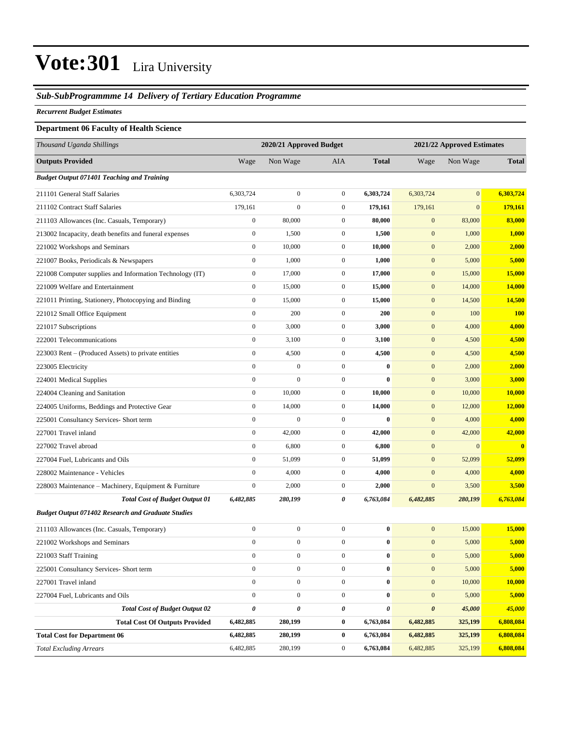# Vote:301 Lira University

## *Sub-SubProgrammme 14 Delivery of Tertiary Education Programme*

***Recurrent Budget Estimates***

### Department 06 Faculty of Health Science

| *Thousand Uganda Shillings* | 2020/21 Approved Budget | | | | 2021/22 Approved Estimates | | |
|---|---|---|---|---|---|---|---|
| **Outputs Provided** | Wage | Non Wage | AIA | **Total** | Wage | Non Wage | **Total** |
| ***Budget Output 071401 Teaching and Training*** | | | | | | | |
| 211101 General Staff Salaries | 6,303,724 | 0 | 0 | **6,303,724** | 6,303,724 | 0 | **6,303,724** |
| 211102 Contract Staff Salaries | 179,161 | 0 | 0 | **179,161** | 179,161 | 0 | **179,161** |
| 211103 Allowances (Inc. Casuals, Temporary) | 0 | 80,000 | 0 | **80,000** | 0 | 83,000 | **83,000** |
| 213002 Incapacity, death benefits and funeral expenses | 0 | 1,500 | 0 | **1,500** | 0 | 1,000 | **1,000** |
| 221002 Workshops and Seminars | 0 | 10,000 | 0 | **10,000** | 0 | 2,000 | **2,000** |
| 221007 Books, Periodicals & Newspapers | 0 | 1,000 | 0 | **1,000** | 0 | 5,000 | **5,000** |
| 221008 Computer supplies and Information Technology (IT) | 0 | 17,000 | 0 | **17,000** | 0 | 15,000 | **15,000** |
| 221009 Welfare and Entertainment | 0 | 15,000 | 0 | **15,000** | 0 | 14,000 | **14,000** |
| 221011 Printing, Stationery, Photocopying and Binding | 0 | 15,000 | 0 | **15,000** | 0 | 14,500 | **14,500** |
| 221012 Small Office Equipment | 0 | 200 | 0 | **200** | 0 | 100 | **100** |
| 221017 Subscriptions | 0 | 3,000 | 0 | **3,000** | 0 | 4,000 | **4,000** |
| 222001 Telecommunications | 0 | 3,100 | 0 | **3,100** | 0 | 4,500 | **4,500** |
| 223003 Rent – (Produced Assets) to private entities | 0 | 4,500 | 0 | **4,500** | 0 | 4,500 | **4,500** |
| 223005 Electricity | 0 | 0 | 0 | **0** | 0 | 2,000 | **2,000** |
| 224001 Medical Supplies | 0 | 0 | 0 | **0** | 0 | 3,000 | **3,000** |
| 224004 Cleaning and Sanitation | 0 | 10,000 | 0 | **10,000** | 0 | 10,000 | **10,000** |
| 224005 Uniforms, Beddings and Protective Gear | 0 | 14,000 | 0 | **14,000** | 0 | 12,000 | **12,000** |
| 225001 Consultancy Services- Short term | 0 | 0 | 0 | **0** | 0 | 4,000 | **4,000** |
| 227001 Travel inland | 0 | 42,000 | 0 | **42,000** | 0 | 42,000 | **42,000** |
| 227002 Travel abroad | 0 | 6,800 | 0 | **6,800** | 0 | 0 | **0** |
| 227004 Fuel, Lubricants and Oils | 0 | 51,099 | 0 | **51,099** | 0 | 52,099 | **52,099** |
| 228002 Maintenance - Vehicles | 0 | 4,000 | 0 | **4,000** | 0 | 4,000 | **4,000** |
| 228003 Maintenance – Machinery, Equipment & Furniture | 0 | 2,000 | 0 | **2,000** | 0 | 3,500 | **3,500** |
| ***Total Cost of Budget Output 01*** | ***6,482,885*** | ***280,199*** | ***0*** | ***6,763,084*** | ***6,482,885*** | ***280,199*** | ***6,763,084*** |
| ***Budget Output 071402 Research and Graduate Studies*** | | | | | | | |
| 211103 Allowances (Inc. Casuals, Temporary) | 0 | 0 | 0 | **0** | 0 | 15,000 | **15,000** |
| 221002 Workshops and Seminars | 0 | 0 | 0 | **0** | 0 | 5,000 | **5,000** |
| 221003 Staff Training | 0 | 0 | 0 | **0** | 0 | 5,000 | **5,000** |
| 225001 Consultancy Services- Short term | 0 | 0 | 0 | **0** | 0 | 5,000 | **5,000** |
| 227001 Travel inland | 0 | 0 | 0 | **0** | 0 | 10,000 | **10,000** |
| 227004 Fuel, Lubricants and Oils | 0 | 0 | 0 | **0** | 0 | 5,000 | **5,000** |
| ***Total Cost of Budget Output 02*** | ***0*** | ***0*** | ***0*** | ***0*** | ***0*** | ***45,000*** | ***45,000*** |
| **Total Cost Of Outputs Provided** | **6,482,885** | **280,199** | **0** | **6,763,084** | **6,482,885** | **325,199** | **6,808,084** |
| **Total Cost for Department 06** | **6,482,885** | **280,199** | **0** | **6,763,084** | **6,482,885** | **325,199** | **6,808,084** |
| *Total Excluding Arrears* | 6,482,885 | 280,199 | 0 | **6,763,084** | 6,482,885 | 325,199 | **6,808,084** |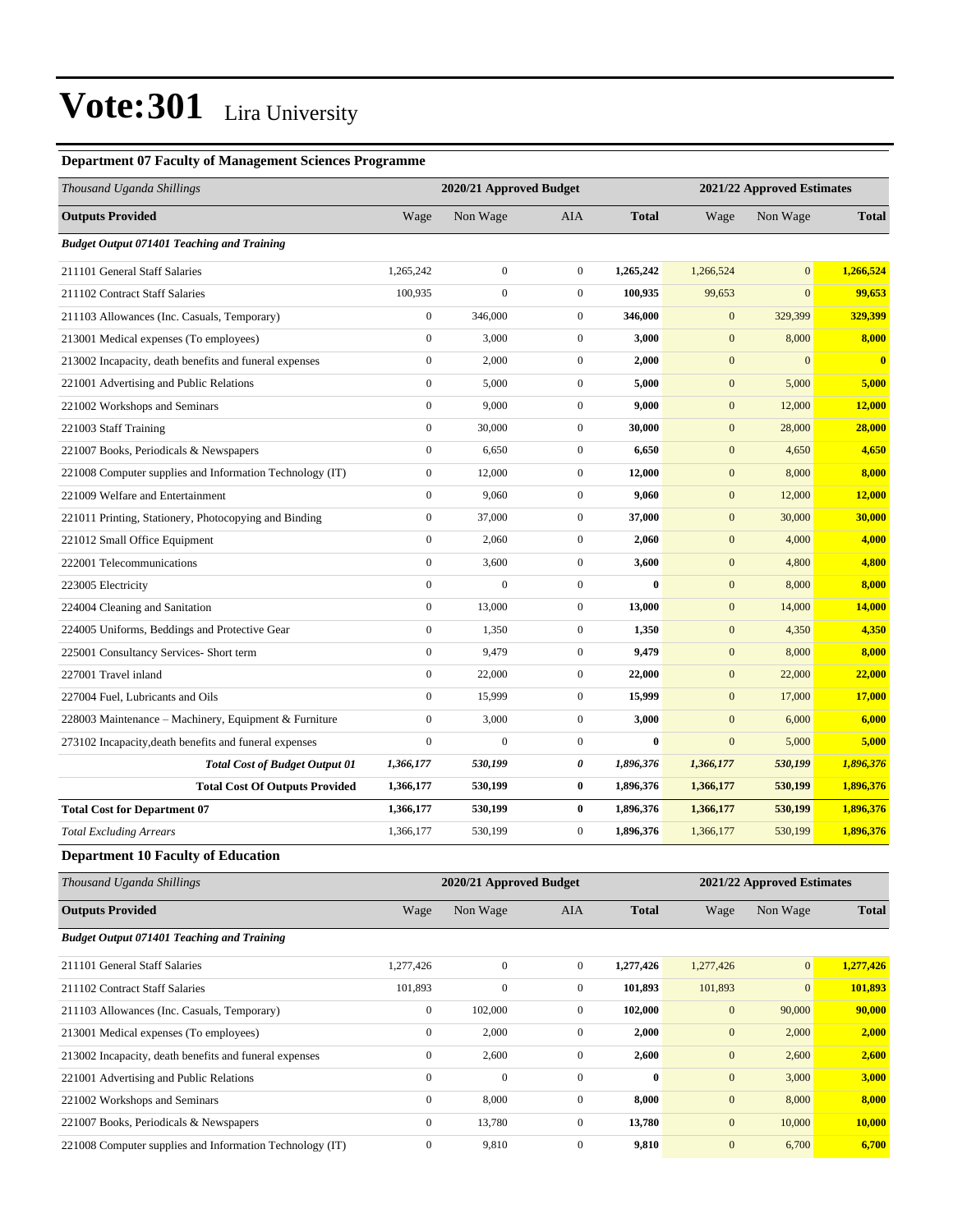# Vote:301 Lira University

### Department 07 Faculty of Management Sciences Programme

| Thousand Uganda Shillings | 2020/21 Approved Budget | | | | 2021/22 Approved Estimates | | |
|---|---|---|---|---|---|---|---|
| **Outputs Provided** | Wage | Non Wage | AIA | **Total** | Wage | Non Wage | **Total** |
| ***Budget Output 071401 Teaching and Training*** | | | | | | | |
| 211101 General Staff Salaries | 1,265,242 | 0 | 0 | **1,265,242** | 1,266,524 | 0 | **1,266,524** |
| 211102 Contract Staff Salaries | 100,935 | 0 | 0 | **100,935** | 99,653 | 0 | **99,653** |
| 211103 Allowances (Inc. Casuals, Temporary) | 0 | 346,000 | 0 | **346,000** | 0 | 329,399 | **329,399** |
| 213001 Medical expenses (To employees) | 0 | 3,000 | 0 | **3,000** | 0 | 8,000 | **8,000** |
| 213002 Incapacity, death benefits and funeral expenses | 0 | 2,000 | 0 | **2,000** | 0 | 0 | **0** |
| 221001 Advertising and Public Relations | 0 | 5,000 | 0 | **5,000** | 0 | 5,000 | **5,000** |
| 221002 Workshops and Seminars | 0 | 9,000 | 0 | **9,000** | 0 | 12,000 | **12,000** |
| 221003 Staff Training | 0 | 30,000 | 0 | **30,000** | 0 | 28,000 | **28,000** |
| 221007 Books, Periodicals & Newspapers | 0 | 6,650 | 0 | **6,650** | 0 | 4,650 | **4,650** |
| 221008 Computer supplies and Information Technology (IT) | 0 | 12,000 | 0 | **12,000** | 0 | 8,000 | **8,000** |
| 221009 Welfare and Entertainment | 0 | 9,060 | 0 | **9,060** | 0 | 12,000 | **12,000** |
| 221011 Printing, Stationery, Photocopying and Binding | 0 | 37,000 | 0 | **37,000** | 0 | 30,000 | **30,000** |
| 221012 Small Office Equipment | 0 | 2,060 | 0 | **2,060** | 0 | 4,000 | **4,000** |
| 222001 Telecommunications | 0 | 3,600 | 0 | **3,600** | 0 | 4,800 | **4,800** |
| 223005 Electricity | 0 | 0 | 0 | **0** | 0 | 8,000 | **8,000** |
| 224004 Cleaning and Sanitation | 0 | 13,000 | 0 | **13,000** | 0 | 14,000 | **14,000** |
| 224005 Uniforms, Beddings and Protective Gear | 0 | 1,350 | 0 | **1,350** | 0 | 4,350 | **4,350** |
| 225001 Consultancy Services- Short term | 0 | 9,479 | 0 | **9,479** | 0 | 8,000 | **8,000** |
| 227001 Travel inland | 0 | 22,000 | 0 | **22,000** | 0 | 22,000 | **22,000** |
| 227004 Fuel, Lubricants and Oils | 0 | 15,999 | 0 | **15,999** | 0 | 17,000 | **17,000** |
| 228003 Maintenance – Machinery, Equipment & Furniture | 0 | 3,000 | 0 | **3,000** | 0 | 6,000 | **6,000** |
| 273102 Incapacity,death benefits and funeral expenses | 0 | 0 | 0 | **0** | 0 | 5,000 | **5,000** |
| ***Total Cost of Budget Output 01*** | ***1,366,177*** | ***530,199*** | ***0*** | ***1,896,376*** | ***1,366,177*** | ***530,199*** | ***1,896,376*** |
| **Total Cost Of Outputs Provided** | **1,366,177** | **530,199** | **0** | **1,896,376** | **1,366,177** | **530,199** | **1,896,376** |
| **Total Cost for Department 07** | **1,366,177** | **530,199** | **0** | **1,896,376** | **1,366,177** | **530,199** | **1,896,376** |
| *Total Excluding Arrears* | 1,366,177 | 530,199 | 0 | **1,896,376** | 1,366,177 | 530,199 | **1,896,376** |

### Department 10 Faculty of Education

| Thousand Uganda Shillings | 2020/21 Approved Budget | | | | 2021/22 Approved Estimates | | |
|---|---|---|---|---|---|---|---|
| **Outputs Provided** | Wage | Non Wage | AIA | **Total** | Wage | Non Wage | **Total** |
| ***Budget Output 071401 Teaching and Training*** | | | | | | | |
| 211101 General Staff Salaries | 1,277,426 | 0 | 0 | **1,277,426** | 1,277,426 | 0 | **1,277,426** |
| 211102 Contract Staff Salaries | 101,893 | 0 | 0 | **101,893** | 101,893 | 0 | **101,893** |
| 211103 Allowances (Inc. Casuals, Temporary) | 0 | 102,000 | 0 | **102,000** | 0 | 90,000 | **90,000** |
| 213001 Medical expenses (To employees) | 0 | 2,000 | 0 | **2,000** | 0 | 2,000 | **2,000** |
| 213002 Incapacity, death benefits and funeral expenses | 0 | 2,600 | 0 | **2,600** | 0 | 2,600 | **2,600** |
| 221001 Advertising and Public Relations | 0 | 0 | 0 | **0** | 0 | 3,000 | **3,000** |
| 221002 Workshops and Seminars | 0 | 8,000 | 0 | **8,000** | 0 | 8,000 | **8,000** |
| 221007 Books, Periodicals & Newspapers | 0 | 13,780 | 0 | **13,780** | 0 | 10,000 | **10,000** |
| 221008 Computer supplies and Information Technology (IT) | 0 | 9,810 | 0 | **9,810** | 0 | 6,700 | **6,700** |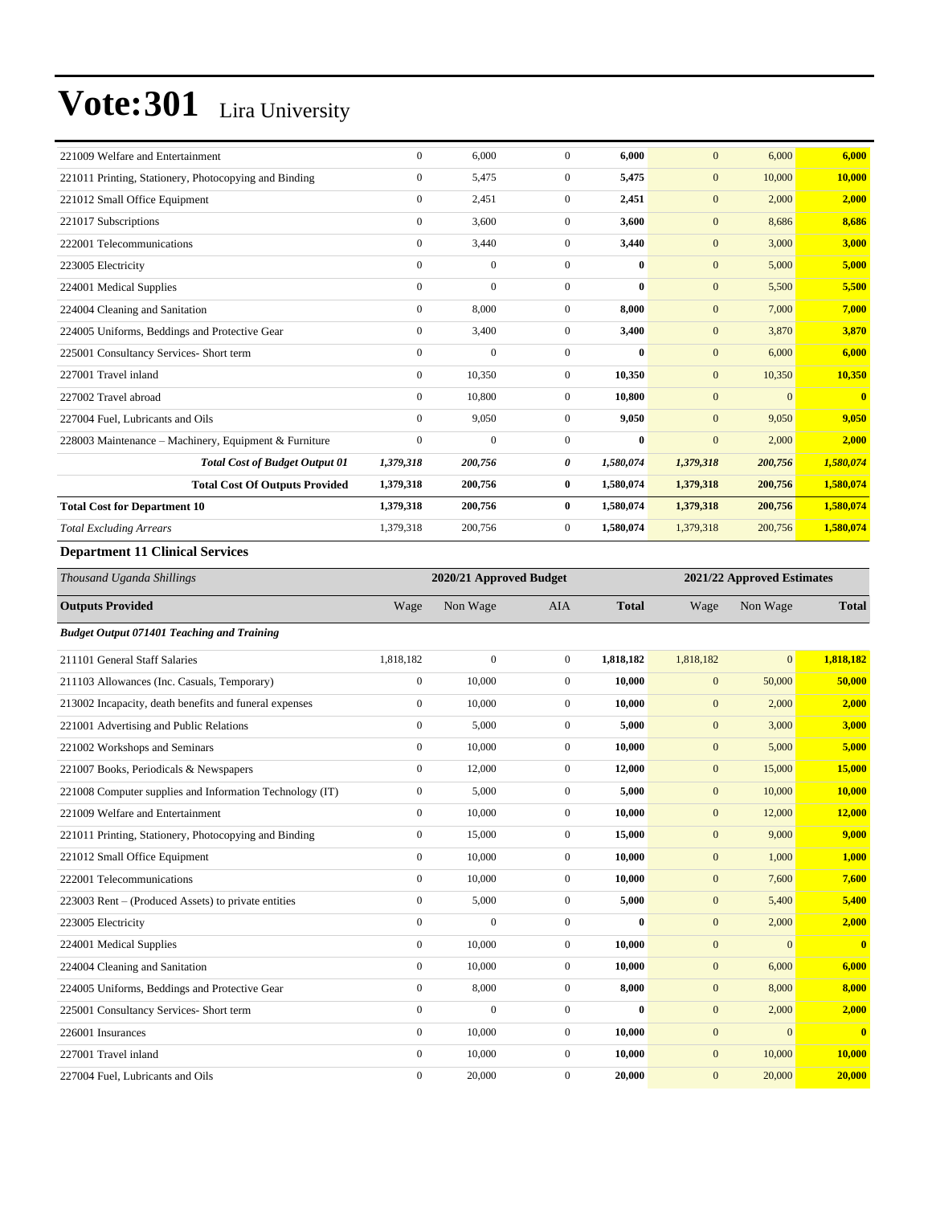# Vote:301 Lira University

| | | | | | | | |
|---|---|---|---|---|---|---|---|
| 221009 Welfare and Entertainment | 0 | 6,000 | 0 | **6,000** | 0 | 6,000 | **6,000** |
| 221011 Printing, Stationery, Photocopying and Binding | 0 | 5,475 | 0 | **5,475** | 0 | 10,000 | **10,000** |
| 221012 Small Office Equipment | 0 | 2,451 | 0 | **2,451** | 0 | 2,000 | **2,000** |
| 221017 Subscriptions | 0 | 3,600 | 0 | **3,600** | 0 | 8,686 | **8,686** |
| 222001 Telecommunications | 0 | 3,440 | 0 | **3,440** | 0 | 3,000 | **3,000** |
| 223005 Electricity | 0 | 0 | 0 | **0** | 0 | 5,000 | **5,000** |
| 224001 Medical Supplies | 0 | 0 | 0 | **0** | 0 | 5,500 | **5,500** |
| 224004 Cleaning and Sanitation | 0 | 8,000 | 0 | **8,000** | 0 | 7,000 | **7,000** |
| 224005 Uniforms, Beddings and Protective Gear | 0 | 3,400 | 0 | **3,400** | 0 | 3,870 | **3,870** |
| 225001 Consultancy Services- Short term | 0 | 0 | 0 | **0** | 0 | 6,000 | **6,000** |
| 227001 Travel inland | 0 | 10,350 | 0 | **10,350** | 0 | 10,350 | **10,350** |
| 227002 Travel abroad | 0 | 10,800 | 0 | **10,800** | 0 | 0 | **0** |
| 227004 Fuel, Lubricants and Oils | 0 | 9,050 | 0 | **9,050** | 0 | 9,050 | **9,050** |
| 228003 Maintenance – Machinery, Equipment & Furniture | 0 | 0 | 0 | **0** | 0 | 2,000 | **2,000** |
| ***Total Cost of Budget Output 01*** | ***1,379,318*** | ***200,756*** | ***0*** | ***1,580,074*** | ***1,379,318*** | ***200,756*** | ***1,580,074*** |
| **Total Cost Of Outputs Provided** | **1,379,318** | **200,756** | **0** | **1,580,074** | **1,379,318** | **200,756** | **1,580,074** |
| **Total Cost for Department 10** | **1,379,318** | **200,756** | **0** | **1,580,074** | **1,379,318** | **200,756** | **1,580,074** |
| *Total Excluding Arrears* | 1,379,318 | 200,756 | 0 | **1,580,074** | 1,379,318 | 200,756 | **1,580,074** |

### Department 11 Clinical Services

| *Thousand Uganda Shillings* | 2020/21 Approved Budget | | | | 2021/22 Approved Estimates | | |
|---|---|---|---|---|---|---|---|
| **Outputs Provided** | Wage | Non Wage | AIA | **Total** | Wage | Non Wage | **Total** |
| ***Budget Output 071401 Teaching and Training*** | | | | | | | |
| 211101 General Staff Salaries | 1,818,182 | 0 | 0 | **1,818,182** | 1,818,182 | 0 | **1,818,182** |
| 211103 Allowances (Inc. Casuals, Temporary) | 0 | 10,000 | 0 | **10,000** | 0 | 50,000 | **50,000** |
| 213002 Incapacity, death benefits and funeral expenses | 0 | 10,000 | 0 | **10,000** | 0 | 2,000 | **2,000** |
| 221001 Advertising and Public Relations | 0 | 5,000 | 0 | **5,000** | 0 | 3,000 | **3,000** |
| 221002 Workshops and Seminars | 0 | 10,000 | 0 | **10,000** | 0 | 5,000 | **5,000** |
| 221007 Books, Periodicals & Newspapers | 0 | 12,000 | 0 | **12,000** | 0 | 15,000 | **15,000** |
| 221008 Computer supplies and Information Technology (IT) | 0 | 5,000 | 0 | **5,000** | 0 | 10,000 | **10,000** |
| 221009 Welfare and Entertainment | 0 | 10,000 | 0 | **10,000** | 0 | 12,000 | **12,000** |
| 221011 Printing, Stationery, Photocopying and Binding | 0 | 15,000 | 0 | **15,000** | 0 | 9,000 | **9,000** |
| 221012 Small Office Equipment | 0 | 10,000 | 0 | **10,000** | 0 | 1,000 | **1,000** |
| 222001 Telecommunications | 0 | 10,000 | 0 | **10,000** | 0 | 7,600 | **7,600** |
| 223003 Rent – (Produced Assets) to private entities | 0 | 5,000 | 0 | **5,000** | 0 | 5,400 | **5,400** |
| 223005 Electricity | 0 | 0 | 0 | **0** | 0 | 2,000 | **2,000** |
| 224001 Medical Supplies | 0 | 10,000 | 0 | **10,000** | 0 | 0 | **0** |
| 224004 Cleaning and Sanitation | 0 | 10,000 | 0 | **10,000** | 0 | 6,000 | **6,000** |
| 224005 Uniforms, Beddings and Protective Gear | 0 | 8,000 | 0 | **8,000** | 0 | 8,000 | **8,000** |
| 225001 Consultancy Services- Short term | 0 | 0 | 0 | **0** | 0 | 2,000 | **2,000** |
| 226001 Insurances | 0 | 10,000 | 0 | **10,000** | 0 | 0 | **0** |
| 227001 Travel inland | 0 | 10,000 | 0 | **10,000** | 0 | 10,000 | **10,000** |
| 227004 Fuel, Lubricants and Oils | 0 | 20,000 | 0 | **20,000** | 0 | 20,000 | **20,000** |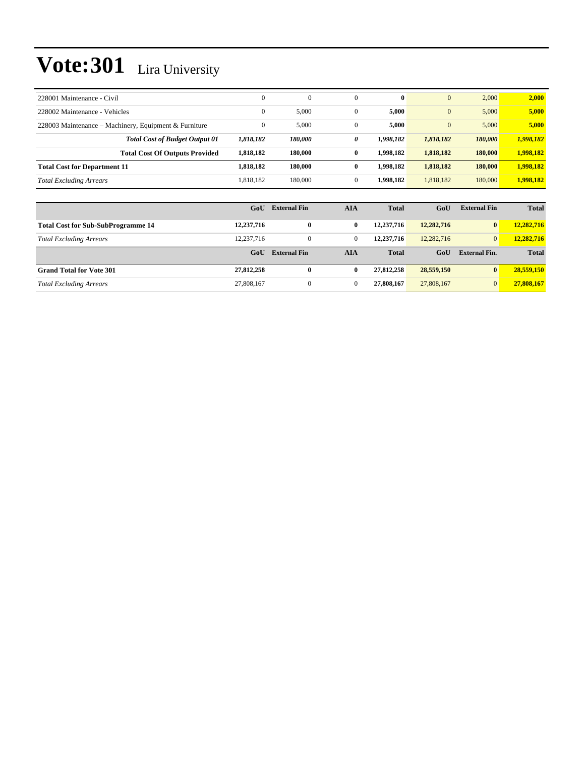# Vote:301 Lira University

| | | | | | | | |
|---|---|---|---|---|---|---|---|
| 228001 Maintenance - Civil | 0 | 0 | 0 | **0** | 0 | 2,000 | **2,000** |
| 228002 Maintenance - Vehicles | 0 | 5,000 | 0 | **5,000** | 0 | 5,000 | **5,000** |
| 228003 Maintenance – Machinery, Equipment & Furniture | 0 | 5,000 | 0 | **5,000** | 0 | 5,000 | **5,000** |
| ***Total Cost of Budget Output 01*** | ***1,818,182*** | ***180,000*** | ***0*** | ***1,998,182*** | ***1,818,182*** | ***180,000*** | ***1,998,182*** |
| **Total Cost Of Outputs Provided** | **1,818,182** | **180,000** | **0** | **1,998,182** | **1,818,182** | **180,000** | **1,998,182** |
| **Total Cost for Department 11** | **1,818,182** | **180,000** | **0** | **1,998,182** | **1,818,182** | **180,000** | **1,998,182** |
| *Total Excluding Arrears* | 1,818,182 | 180,000 | 0 | **1,998,182** | 1,818,182 | 180,000 | **1,998,182** |

| | GoU | External Fin | AIA | Total | GoU | External Fin | Total |
|---|---|---|---|---|---|---|---|
| **Total Cost for Sub-SubProgramme 14** | **12,237,716** | **0** | **0** | **12,237,716** | **12,282,716** | **0** | **12,282,716** |
| *Total Excluding Arrears* | 12,237,716 | 0 | 0 | **12,237,716** | 12,282,716 | 0 | **12,282,716** |
| | **GoU** | **External Fin** | **AIA** | **Total** | **GoU** | **External Fin.** | **Total** |
| **Grand Total for Vote 301** | **27,812,258** | **0** | **0** | **27,812,258** | **28,559,150** | **0** | **28,559,150** |
| *Total Excluding Arrears* | 27,808,167 | 0 | 0 | **27,808,167** | 27,808,167 | 0 | **27,808,167** |